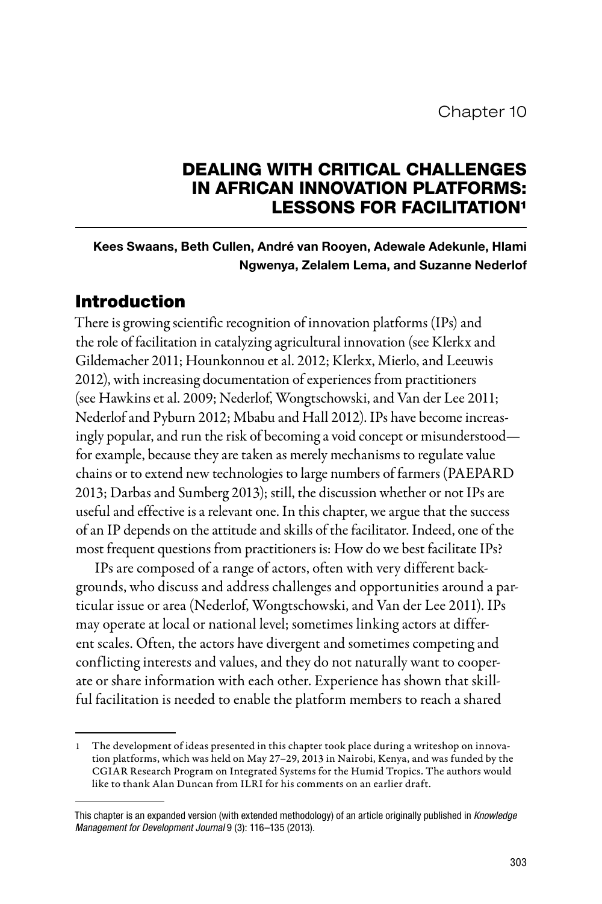Chapter 10

# DEALING WITH CRITICAL CHALLENGES IN AFRICAN INNOVATION PLATFORMS: LESSONS FOR FACILITATION[1]

**Kees Swaans, Beth Cullen, André van Rooyen, Adewale Adekunle, Hlami Ngwenya, Zelalem Lema, and Suzanne Nederlof**

## Introduction

There is growing scientific recognition of innovation platforms (IPs) and the role of facilitation in catalyzing agricultural innovation (see Klerkx and Gildemacher 2011; Hounkonnou et al. 2012; Klerkx, Mierlo, and Leeuwis 2012), with increasing documentation of experiences from practitioners (see Hawkins et al. 2009; Nederlof, Wongtschowski, and Van der Lee 2011; Nederlof and Pyburn 2012; Mbabu and Hall 2012). IPs have become increasingly popular, and run the risk of becoming a void concept or misunderstood—for example, because they are taken as merely mechanisms to regulate value chains or to extend new technologies to large numbers of farmers (PAEPARD 2013; Darbas and Sumberg 2013); still, the discussion whether or not IPs are useful and effective is a relevant one. In this chapter, we argue that the success of an IP depends on the attitude and skills of the facilitator. Indeed, one of the most frequent questions from practitioners is: How do we best facilitate IPs?

IPs are composed of a range of actors, often with very different backgrounds, who discuss and address challenges and opportunities around a particular issue or area (Nederlof, Wongtschowski, and Van der Lee 2011). IPs may operate at local or national level; sometimes linking actors at different scales. Often, the actors have divergent and sometimes competing and conflicting interests and values, and they do not naturally want to cooperate or share information with each other. Experience has shown that skillful facilitation is needed to enable the platform members to reach a shared

---

[1] The development of ideas presented in this chapter took place during a writeshop on innovation platforms, which was held on May 27–29, 2013 in Nairobi, Kenya, and was funded by the CGIAR Research Program on Integrated Systems for the Humid Tropics. The authors would like to thank Alan Duncan from ILRI for his comments on an earlier draft.

This chapter is an expanded version (with extended methodology) of an article originally published in *Knowledge Management for Development Journal* 9 (3): 116–135 (2013).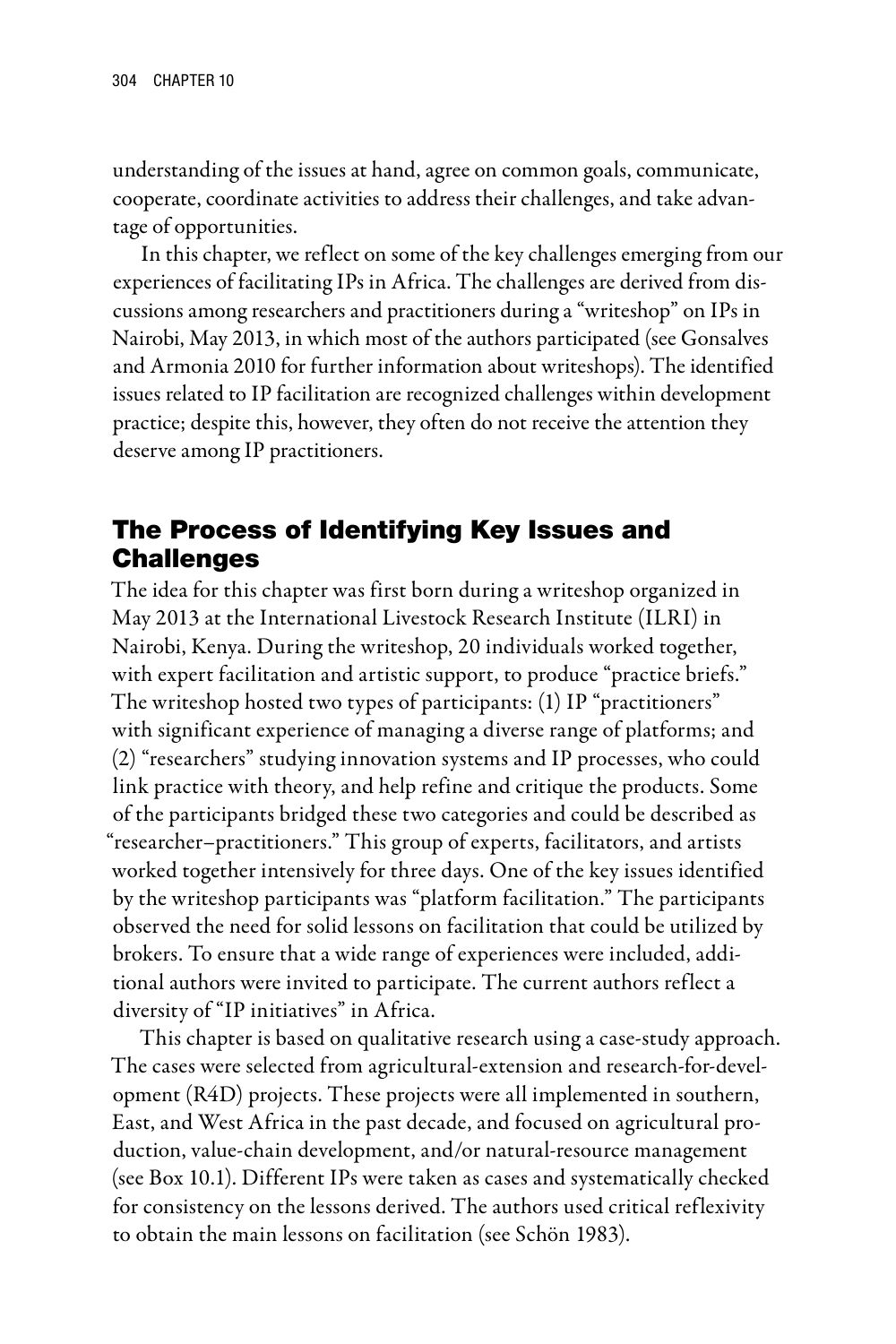understanding of the issues at hand, agree on common goals, communicate, cooperate, coordinate activities to address their challenges, and take advantage of opportunities.

In this chapter, we reflect on some of the key challenges emerging from our experiences of facilitating IPs in Africa. The challenges are derived from discussions among researchers and practitioners during a "writeshop" on IPs in Nairobi, May 2013, in which most of the authors participated (see Gonsalves and Armonia 2010 for further information about writeshops). The identified issues related to IP facilitation are recognized challenges within development practice; despite this, however, they often do not receive the attention they deserve among IP practitioners.

## The Process of Identifying Key Issues and Challenges

The idea for this chapter was first born during a writeshop organized in May 2013 at the International Livestock Research Institute (ILRI) in Nairobi, Kenya. During the writeshop, 20 individuals worked together, with expert facilitation and artistic support, to produce "practice briefs." The writeshop hosted two types of participants: (1) IP "practitioners" with significant experience of managing a diverse range of platforms; and (2) "researchers" studying innovation systems and IP processes, who could link practice with theory, and help refine and critique the products. Some of the participants bridged these two categories and could be described as "researcher–practitioners." This group of experts, facilitators, and artists worked together intensively for three days. One of the key issues identified by the writeshop participants was "platform facilitation." The participants observed the need for solid lessons on facilitation that could be utilized by brokers. To ensure that a wide range of experiences were included, additional authors were invited to participate. The current authors reflect a diversity of "IP initiatives" in Africa.

This chapter is based on qualitative research using a case-study approach. The cases were selected from agricultural-extension and research-for-development (R4D) projects. These projects were all implemented in southern, East, and West Africa in the past decade, and focused on agricultural production, value-chain development, and/or natural-resource management (see Box 10.1). Different IPs were taken as cases and systematically checked for consistency on the lessons derived. The authors used critical reflexivity to obtain the main lessons on facilitation (see Schön 1983).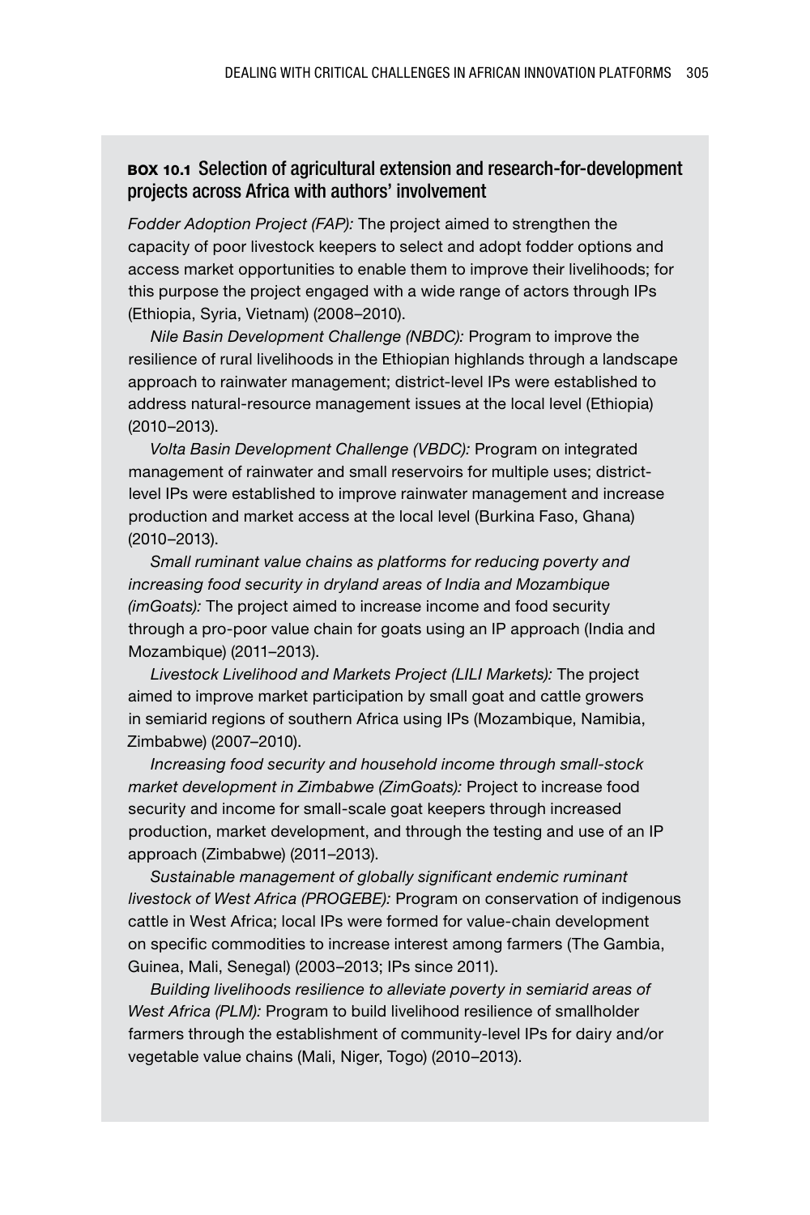**BOX 10.1** Selection of agricultural extension and research-for-development projects across Africa with authors' involvement

*Fodder Adoption Project (FAP):* The project aimed to strengthen the capacity of poor livestock keepers to select and adopt fodder options and access market opportunities to enable them to improve their livelihoods; for this purpose the project engaged with a wide range of actors through IPs (Ethiopia, Syria, Vietnam) (2008–2010).

*Nile Basin Development Challenge (NBDC):* Program to improve the resilience of rural livelihoods in the Ethiopian highlands through a landscape approach to rainwater management; district-level IPs were established to address natural-resource management issues at the local level (Ethiopia) (2010–2013).

*Volta Basin Development Challenge (VBDC):* Program on integrated management of rainwater and small reservoirs for multiple uses; district-level IPs were established to improve rainwater management and increase production and market access at the local level (Burkina Faso, Ghana) (2010–2013).

*Small ruminant value chains as platforms for reducing poverty and increasing food security in dryland areas of India and Mozambique (imGoats):* The project aimed to increase income and food security through a pro-poor value chain for goats using an IP approach (India and Mozambique) (2011–2013).

*Livestock Livelihood and Markets Project (LILI Markets):* The project aimed to improve market participation by small goat and cattle growers in semiarid regions of southern Africa using IPs (Mozambique, Namibia, Zimbabwe) (2007–2010).

*Increasing food security and household income through small-stock market development in Zimbabwe (ZimGoats):* Project to increase food security and income for small-scale goat keepers through increased production, market development, and through the testing and use of an IP approach (Zimbabwe) (2011–2013).

*Sustainable management of globally significant endemic ruminant livestock of West Africa (PROGEBE):* Program on conservation of indigenous cattle in West Africa; local IPs were formed for value-chain development on specific commodities to increase interest among farmers (The Gambia, Guinea, Mali, Senegal) (2003–2013; IPs since 2011).

*Building livelihoods resilience to alleviate poverty in semiarid areas of West Africa (PLM):* Program to build livelihood resilience of smallholder farmers through the establishment of community-level IPs for dairy and/or vegetable value chains (Mali, Niger, Togo) (2010–2013).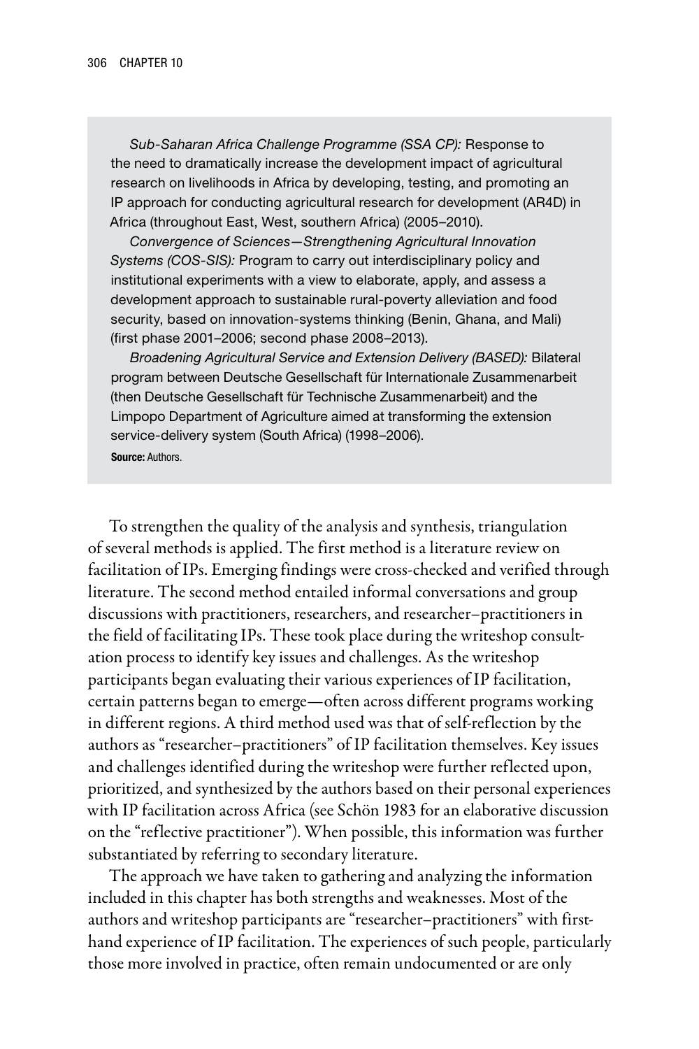*Sub-Saharan Africa Challenge Programme (SSA CP):* Response to the need to dramatically increase the development impact of agricultural research on livelihoods in Africa by developing, testing, and promoting an IP approach for conducting agricultural research for development (AR4D) in Africa (throughout East, West, southern Africa) (2005–2010).

*Convergence of Sciences—Strengthening Agricultural Innovation Systems (COS-SIS):* Program to carry out interdisciplinary policy and institutional experiments with a view to elaborate, apply, and assess a development approach to sustainable rural-poverty alleviation and food security, based on innovation-systems thinking (Benin, Ghana, and Mali) (first phase 2001–2006; second phase 2008–2013).

*Broadening Agricultural Service and Extension Delivery (BASED):* Bilateral program between Deutsche Gesellschaft für Internationale Zusammenarbeit (then Deutsche Gesellschaft für Technische Zusammenarbeit) and the Limpopo Department of Agriculture aimed at transforming the extension service-delivery system (South Africa) (1998–2006).

**Source:** Authors.

To strengthen the quality of the analysis and synthesis, triangulation of several methods is applied. The first method is a literature review on facilitation of IPs. Emerging findings were cross-checked and verified through literature. The second method entailed informal conversations and group discussions with practitioners, researchers, and researcher–practitioners in the field of facilitating IPs. These took place during the writeshop consultation process to identify key issues and challenges. As the writeshop participants began evaluating their various experiences of IP facilitation, certain patterns began to emerge—often across different programs working in different regions. A third method used was that of self-reflection by the authors as "researcher–practitioners" of IP facilitation themselves. Key issues and challenges identified during the writeshop were further reflected upon, prioritized, and synthesized by the authors based on their personal experiences with IP facilitation across Africa (see Schön 1983 for an elaborative discussion on the "reflective practitioner"). When possible, this information was further substantiated by referring to secondary literature.

The approach we have taken to gathering and analyzing the information included in this chapter has both strengths and weaknesses. Most of the authors and writeshop participants are "researcher–practitioners" with first-hand experience of IP facilitation. The experiences of such people, particularly those more involved in practice, often remain undocumented or are only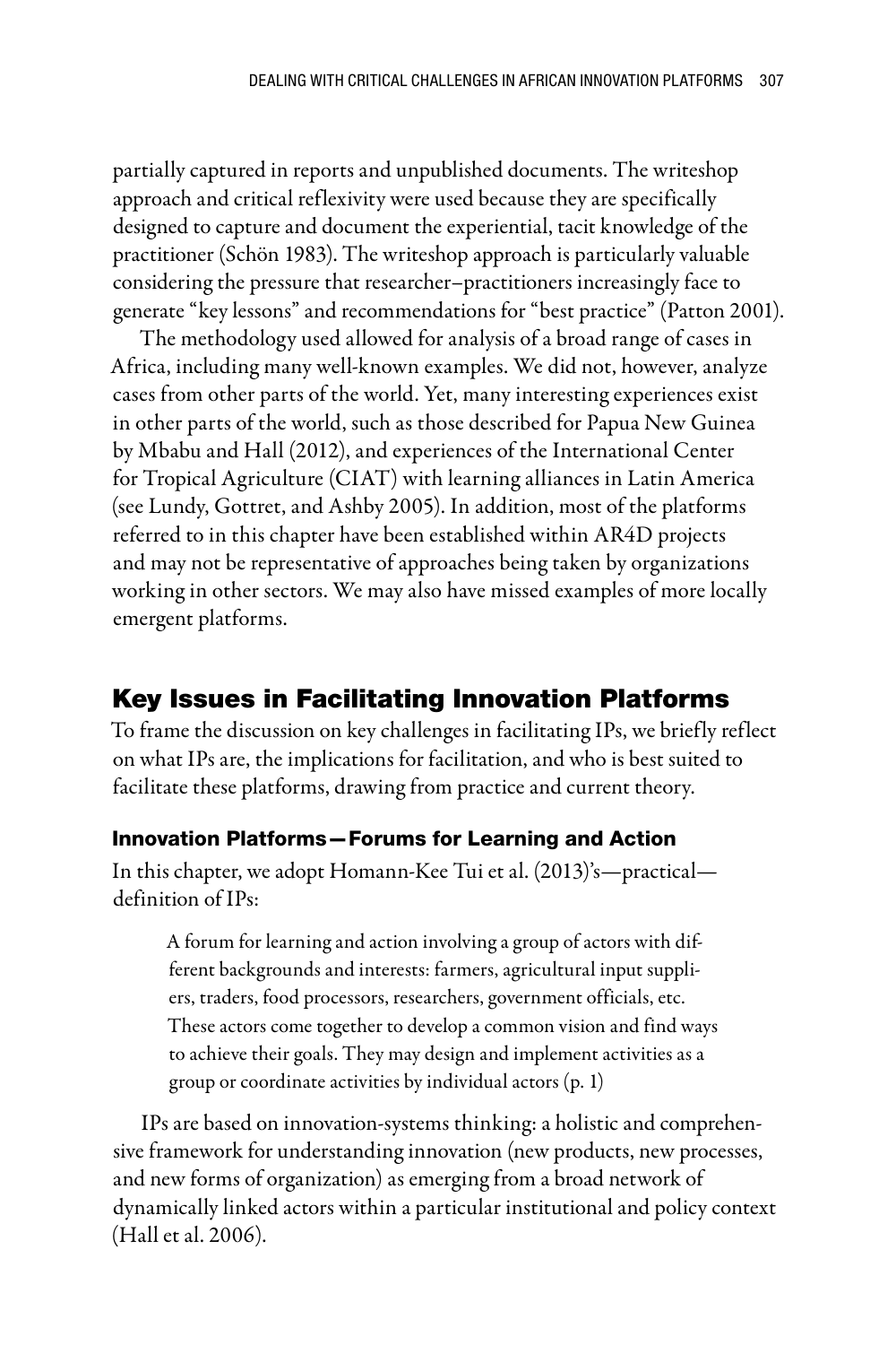partially captured in reports and unpublished documents. The writeshop approach and critical reflexivity were used because they are specifically designed to capture and document the experiential, tacit knowledge of the practitioner (Schön 1983). The writeshop approach is particularly valuable considering the pressure that researcher–practitioners increasingly face to generate "key lessons" and recommendations for "best practice" (Patton 2001).

The methodology used allowed for analysis of a broad range of cases in Africa, including many well-known examples. We did not, however, analyze cases from other parts of the world. Yet, many interesting experiences exist in other parts of the world, such as those described for Papua New Guinea by Mbabu and Hall (2012), and experiences of the International Center for Tropical Agriculture (CIAT) with learning alliances in Latin America (see Lundy, Gottret, and Ashby 2005). In addition, most of the platforms referred to in this chapter have been established within AR4D projects and may not be representative of approaches being taken by organizations working in other sectors. We may also have missed examples of more locally emergent platforms.

## Key Issues in Facilitating Innovation Platforms

To frame the discussion on key challenges in facilitating IPs, we briefly reflect on what IPs are, the implications for facilitation, and who is best suited to facilitate these platforms, drawing from practice and current theory.

### Innovation Platforms—Forums for Learning and Action

In this chapter, we adopt Homann-Kee Tui et al. (2013)'s—practical—definition of IPs:

> A forum for learning and action involving a group of actors with different backgrounds and interests: farmers, agricultural input suppliers, traders, food processors, researchers, government officials, etc. These actors come together to develop a common vision and find ways to achieve their goals. They may design and implement activities as a group or coordinate activities by individual actors (p. 1)

IPs are based on innovation-systems thinking: a holistic and comprehensive framework for understanding innovation (new products, new processes, and new forms of organization) as emerging from a broad network of dynamically linked actors within a particular institutional and policy context (Hall et al. 2006).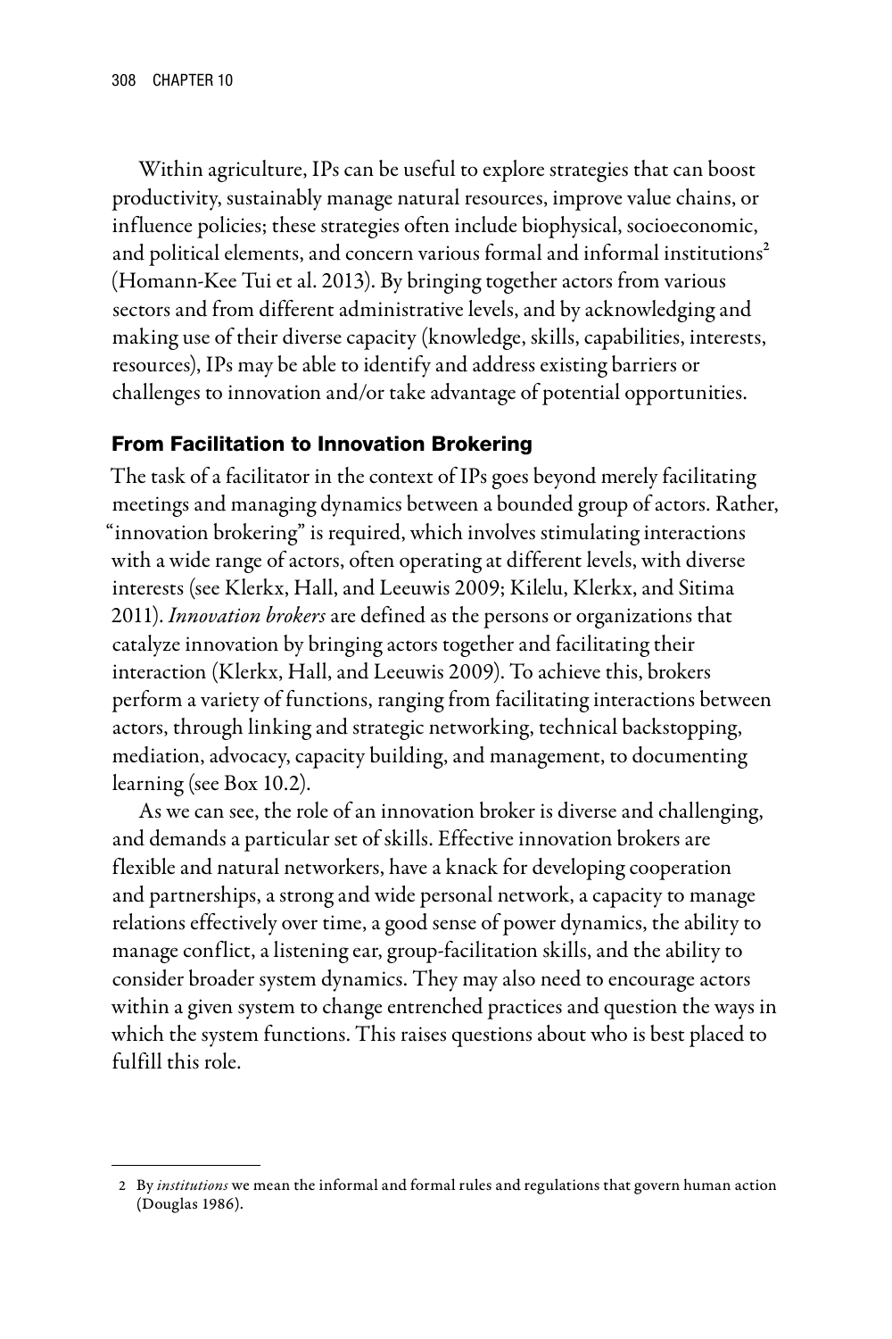Within agriculture, IPs can be useful to explore strategies that can boost productivity, sustainably manage natural resources, improve value chains, or influence policies; these strategies often include biophysical, socioeconomic, and political elements, and concern various formal and informal institutions[2] (Homann-Kee Tui et al. 2013). By bringing together actors from various sectors and from different administrative levels, and by acknowledging and making use of their diverse capacity (knowledge, skills, capabilities, interests, resources), IPs may be able to identify and address existing barriers or challenges to innovation and/or take advantage of potential opportunities.

## From Facilitation to Innovation Brokering

The task of a facilitator in the context of IPs goes beyond merely facilitating meetings and managing dynamics between a bounded group of actors. Rather, "innovation brokering" is required, which involves stimulating interactions with a wide range of actors, often operating at different levels, with diverse interests (see Klerkx, Hall, and Leeuwis 2009; Kilelu, Klerkx, and Sitima 2011). *Innovation brokers* are defined as the persons or organizations that catalyze innovation by bringing actors together and facilitating their interaction (Klerkx, Hall, and Leeuwis 2009). To achieve this, brokers perform a variety of functions, ranging from facilitating interactions between actors, through linking and strategic networking, technical backstopping, mediation, advocacy, capacity building, and management, to documenting learning (see Box 10.2).

As we can see, the role of an innovation broker is diverse and challenging, and demands a particular set of skills. Effective innovation brokers are flexible and natural networkers, have a knack for developing cooperation and partnerships, a strong and wide personal network, a capacity to manage relations effectively over time, a good sense of power dynamics, the ability to manage conflict, a listening ear, group-facilitation skills, and the ability to consider broader system dynamics. They may also need to encourage actors within a given system to change entrenched practices and question the ways in which the system functions. This raises questions about who is best placed to fulfill this role.

---

2 By *institutions* we mean the informal and formal rules and regulations that govern human action (Douglas 1986).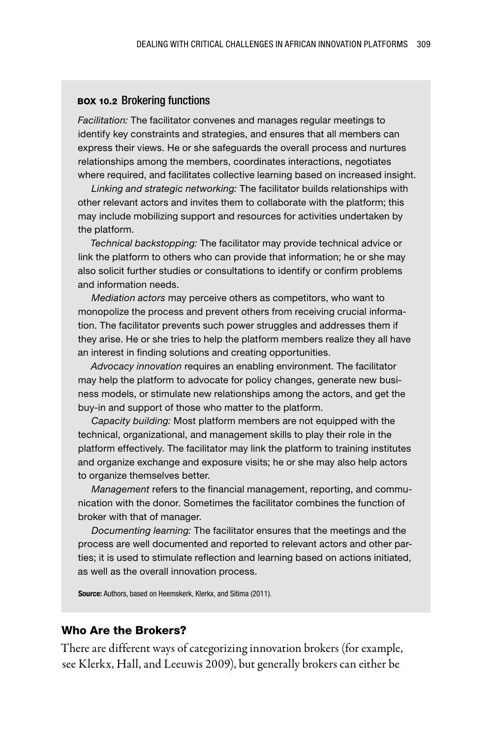### BOX 10.2 Brokering functions

*Facilitation:* The facilitator convenes and manages regular meetings to identify key constraints and strategies, and ensures that all members can express their views. He or she safeguards the overall process and nurtures relationships among the members, coordinates interactions, negotiates where required, and facilitates collective learning based on increased insight.

*Linking and strategic networking:* The facilitator builds relationships with other relevant actors and invites them to collaborate with the platform; this may include mobilizing support and resources for activities undertaken by the platform.

*Technical backstopping:* The facilitator may provide technical advice or link the platform to others who can provide that information; he or she may also solicit further studies or consultations to identify or confirm problems and information needs.

*Mediation actors* may perceive others as competitors, who want to monopolize the process and prevent others from receiving crucial information. The facilitator prevents such power struggles and addresses them if they arise. He or she tries to help the platform members realize they all have an interest in finding solutions and creating opportunities.

*Advocacy innovation* requires an enabling environment. The facilitator may help the platform to advocate for policy changes, generate new business models, or stimulate new relationships among the actors, and get the buy-in and support of those who matter to the platform.

*Capacity building:* Most platform members are not equipped with the technical, organizational, and management skills to play their role in the platform effectively. The facilitator may link the platform to training institutes and organize exchange and exposure visits; he or she may also help actors to organize themselves better.

*Management* refers to the financial management, reporting, and communication with the donor. Sometimes the facilitator combines the function of broker with that of manager.

*Documenting learning:* The facilitator ensures that the meetings and the process are well documented and reported to relevant actors and other parties; it is used to stimulate reflection and learning based on actions initiated, as well as the overall innovation process.

**Source:** Authors, based on Heemskerk, Klerkx, and Sitima (2011).

## Who Are the Brokers?

There are different ways of categorizing innovation brokers (for example, see Klerkx, Hall, and Leeuwis 2009), but generally brokers can either be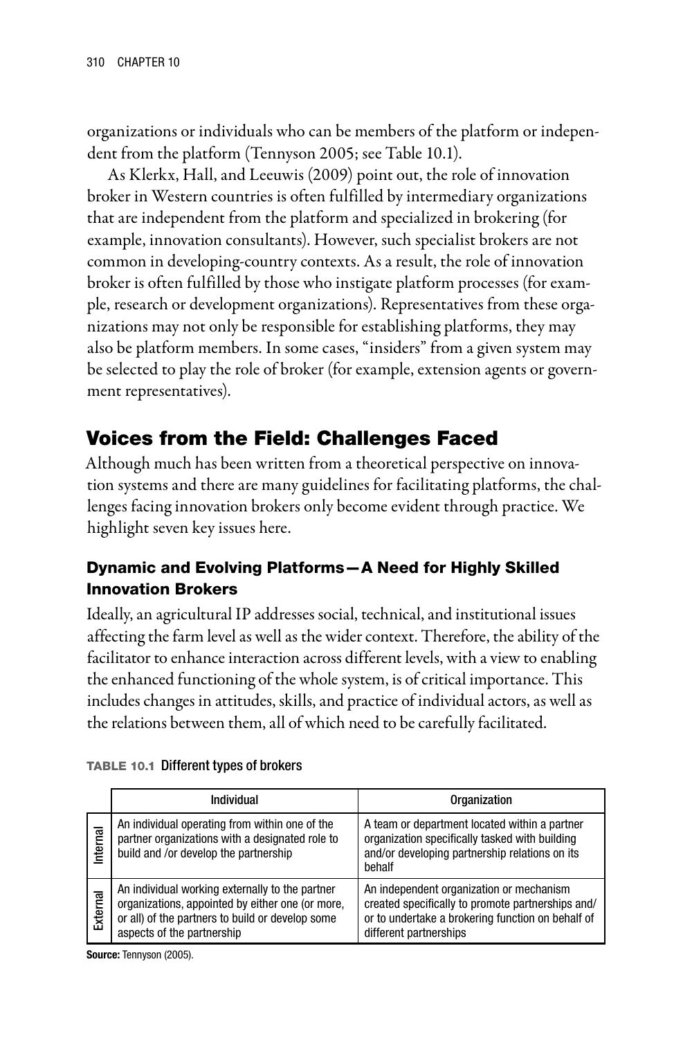organizations or individuals who can be members of the platform or independent from the platform (Tennyson 2005; see Table 10.1).

As Klerkx, Hall, and Leeuwis (2009) point out, the role of innovation broker in Western countries is often fulfilled by intermediary organizations that are independent from the platform and specialized in brokering (for example, innovation consultants). However, such specialist brokers are not common in developing-country contexts. As a result, the role of innovation broker is often fulfilled by those who instigate platform processes (for example, research or development organizations). Representatives from these organizations may not only be responsible for establishing platforms, they may also be platform members. In some cases, "insiders" from a given system may be selected to play the role of broker (for example, extension agents or government representatives).

## Voices from the Field: Challenges Faced

Although much has been written from a theoretical perspective on innovation systems and there are many guidelines for facilitating platforms, the challenges facing innovation brokers only become evident through practice. We highlight seven key issues here.

### Dynamic and Evolving Platforms—A Need for Highly Skilled Innovation Brokers

Ideally, an agricultural IP addresses social, technical, and institutional issues affecting the farm level as well as the wider context. Therefore, the ability of the facilitator to enhance interaction across different levels, with a view to enabling the enhanced functioning of the whole system, is of critical importance. This includes changes in attitudes, skills, and practice of individual actors, as well as the relations between them, all of which need to be carefully facilitated.

**TABLE 10.1** Different types of brokers

| | Individual | Organization |
|---|---|---|
| Internal | An individual operating from within one of the partner organizations with a designated role to build and /or develop the partnership | A team or department located within a partner organization specifically tasked with building and/or developing partnership relations on its behalf |
| External | An individual working externally to the partner organizations, appointed by either one (or more, or all) of the partners to build or develop some aspects of the partnership | An independent organization or mechanism created specifically to promote partnerships and/or to undertake a brokering function on behalf of different partnerships |

**Source:** Tennyson (2005).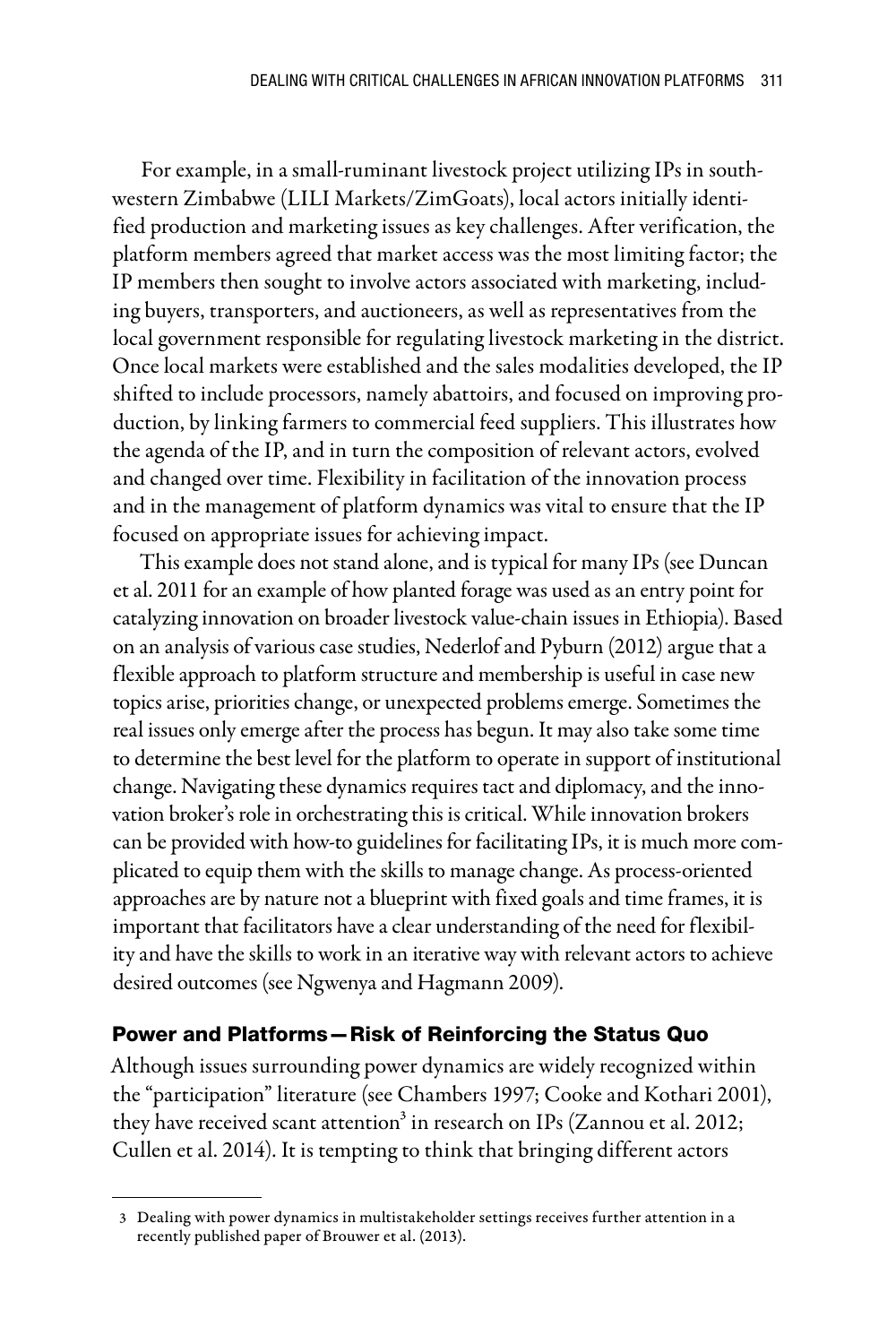For example, in a small-ruminant livestock project utilizing IPs in southwestern Zimbabwe (LILI Markets/ZimGoats), local actors initially identified production and marketing issues as key challenges. After verification, the platform members agreed that market access was the most limiting factor; the IP members then sought to involve actors associated with marketing, including buyers, transporters, and auctioneers, as well as representatives from the local government responsible for regulating livestock marketing in the district. Once local markets were established and the sales modalities developed, the IP shifted to include processors, namely abattoirs, and focused on improving production, by linking farmers to commercial feed suppliers. This illustrates how the agenda of the IP, and in turn the composition of relevant actors, evolved and changed over time. Flexibility in facilitation of the innovation process and in the management of platform dynamics was vital to ensure that the IP focused on appropriate issues for achieving impact.

This example does not stand alone, and is typical for many IPs (see Duncan et al. 2011 for an example of how planted forage was used as an entry point for catalyzing innovation on broader livestock value-chain issues in Ethiopia). Based on an analysis of various case studies, Nederlof and Pyburn (2012) argue that a flexible approach to platform structure and membership is useful in case new topics arise, priorities change, or unexpected problems emerge. Sometimes the real issues only emerge after the process has begun. It may also take some time to determine the best level for the platform to operate in support of institutional change. Navigating these dynamics requires tact and diplomacy, and the innovation broker's role in orchestrating this is critical. While innovation brokers can be provided with how-to guidelines for facilitating IPs, it is much more complicated to equip them with the skills to manage change. As process-oriented approaches are by nature not a blueprint with fixed goals and time frames, it is important that facilitators have a clear understanding of the need for flexibility and have the skills to work in an iterative way with relevant actors to achieve desired outcomes (see Ngwenya and Hagmann 2009).

## Power and Platforms—Risk of Reinforcing the Status Quo

Although issues surrounding power dynamics are widely recognized within the "participation" literature (see Chambers 1997; Cooke and Kothari 2001), they have received scant attention[3] in research on IPs (Zannou et al. 2012; Cullen et al. 2014). It is tempting to think that bringing different actors

---

3 Dealing with power dynamics in multistakeholder settings receives further attention in a recently published paper of Brouwer et al. (2013).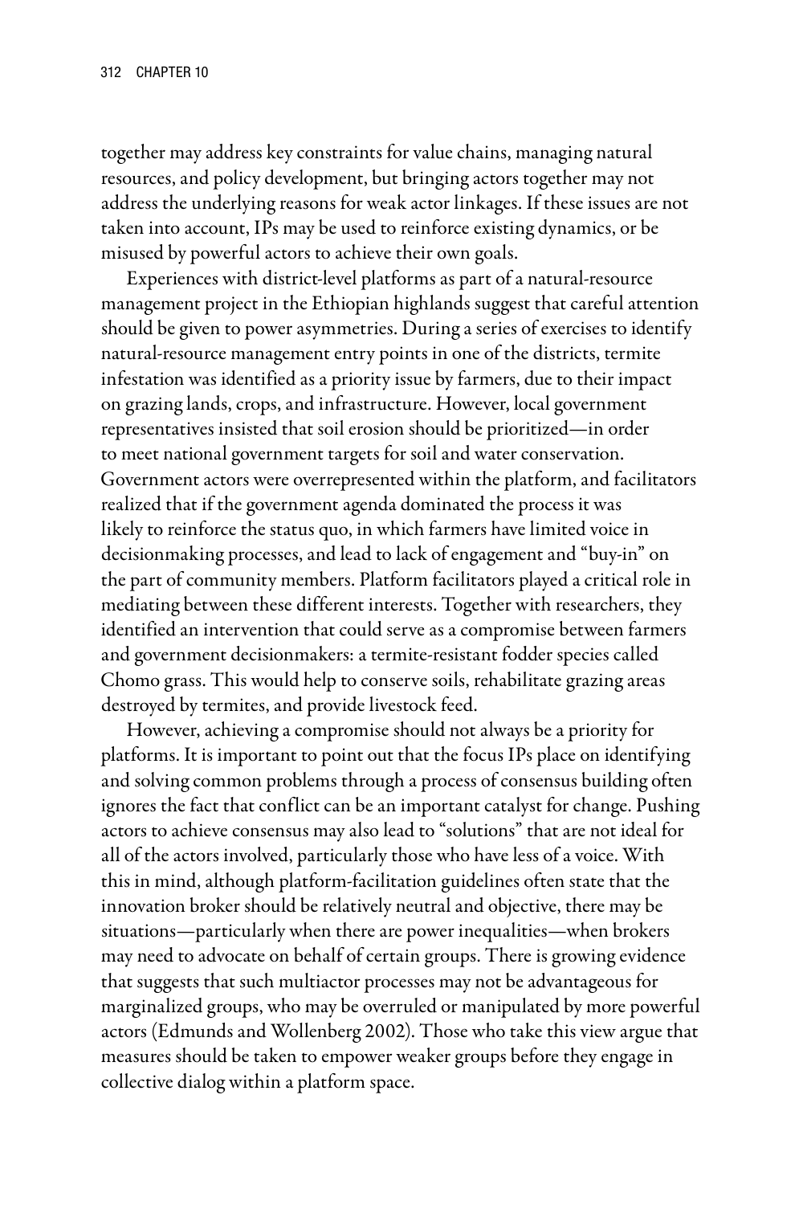together may address key constraints for value chains, managing natural resources, and policy development, but bringing actors together may not address the underlying reasons for weak actor linkages. If these issues are not taken into account, IPs may be used to reinforce existing dynamics, or be misused by powerful actors to achieve their own goals.

Experiences with district-level platforms as part of a natural-resource management project in the Ethiopian highlands suggest that careful attention should be given to power asymmetries. During a series of exercises to identify natural-resource management entry points in one of the districts, termite infestation was identified as a priority issue by farmers, due to their impact on grazing lands, crops, and infrastructure. However, local government representatives insisted that soil erosion should be prioritized—in order to meet national government targets for soil and water conservation. Government actors were overrepresented within the platform, and facilitators realized that if the government agenda dominated the process it was likely to reinforce the status quo, in which farmers have limited voice in decisionmaking processes, and lead to lack of engagement and "buy-in" on the part of community members. Platform facilitators played a critical role in mediating between these different interests. Together with researchers, they identified an intervention that could serve as a compromise between farmers and government decisionmakers: a termite-resistant fodder species called Chomo grass. This would help to conserve soils, rehabilitate grazing areas destroyed by termites, and provide livestock feed.

However, achieving a compromise should not always be a priority for platforms. It is important to point out that the focus IPs place on identifying and solving common problems through a process of consensus building often ignores the fact that conflict can be an important catalyst for change. Pushing actors to achieve consensus may also lead to "solutions" that are not ideal for all of the actors involved, particularly those who have less of a voice. With this in mind, although platform-facilitation guidelines often state that the innovation broker should be relatively neutral and objective, there may be situations—particularly when there are power inequalities—when brokers may need to advocate on behalf of certain groups. There is growing evidence that suggests that such multiactor processes may not be advantageous for marginalized groups, who may be overruled or manipulated by more powerful actors (Edmunds and Wollenberg 2002). Those who take this view argue that measures should be taken to empower weaker groups before they engage in collective dialog within a platform space.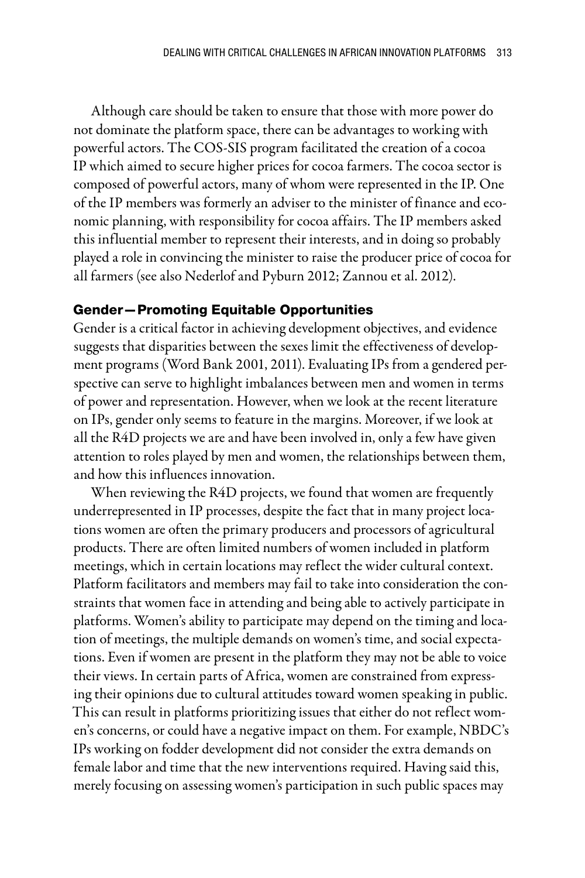Although care should be taken to ensure that those with more power do not dominate the platform space, there can be advantages to working with powerful actors. The COS-SIS program facilitated the creation of a cocoa IP which aimed to secure higher prices for cocoa farmers. The cocoa sector is composed of powerful actors, many of whom were represented in the IP. One of the IP members was formerly an adviser to the minister of finance and economic planning, with responsibility for cocoa affairs. The IP members asked this influential member to represent their interests, and in doing so probably played a role in convincing the minister to raise the producer price of cocoa for all farmers (see also Nederlof and Pyburn 2012; Zannou et al. 2012).

## Gender—Promoting Equitable Opportunities

Gender is a critical factor in achieving development objectives, and evidence suggests that disparities between the sexes limit the effectiveness of development programs (Word Bank 2001, 2011). Evaluating IPs from a gendered perspective can serve to highlight imbalances between men and women in terms of power and representation. However, when we look at the recent literature on IPs, gender only seems to feature in the margins. Moreover, if we look at all the R4D projects we are and have been involved in, only a few have given attention to roles played by men and women, the relationships between them, and how this influences innovation.

When reviewing the R4D projects, we found that women are frequently underrepresented in IP processes, despite the fact that in many project locations women are often the primary producers and processors of agricultural products. There are often limited numbers of women included in platform meetings, which in certain locations may reflect the wider cultural context. Platform facilitators and members may fail to take into consideration the constraints that women face in attending and being able to actively participate in platforms. Women's ability to participate may depend on the timing and location of meetings, the multiple demands on women's time, and social expectations. Even if women are present in the platform they may not be able to voice their views. In certain parts of Africa, women are constrained from expressing their opinions due to cultural attitudes toward women speaking in public. This can result in platforms prioritizing issues that either do not reflect women's concerns, or could have a negative impact on them. For example, NBDC's IPs working on fodder development did not consider the extra demands on female labor and time that the new interventions required. Having said this, merely focusing on assessing women's participation in such public spaces may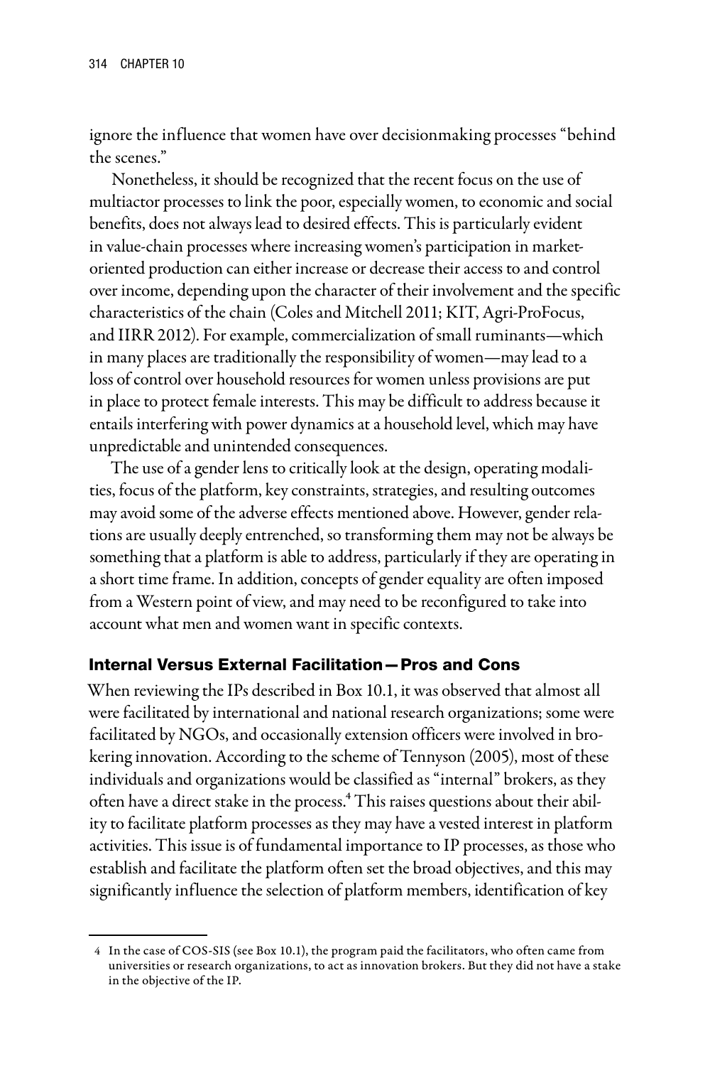ignore the influence that women have over decisionmaking processes "behind the scenes."

Nonetheless, it should be recognized that the recent focus on the use of multiactor processes to link the poor, especially women, to economic and social benefits, does not always lead to desired effects. This is particularly evident in value-chain processes where increasing women's participation in market-oriented production can either increase or decrease their access to and control over income, depending upon the character of their involvement and the specific characteristics of the chain (Coles and Mitchell 2011; KIT, Agri-ProFocus, and IIRR 2012). For example, commercialization of small ruminants—which in many places are traditionally the responsibility of women—may lead to a loss of control over household resources for women unless provisions are put in place to protect female interests. This may be difficult to address because it entails interfering with power dynamics at a household level, which may have unpredictable and unintended consequences.

The use of a gender lens to critically look at the design, operating modalities, focus of the platform, key constraints, strategies, and resulting outcomes may avoid some of the adverse effects mentioned above. However, gender relations are usually deeply entrenched, so transforming them may not be always be something that a platform is able to address, particularly if they are operating in a short time frame. In addition, concepts of gender equality are often imposed from a Western point of view, and may need to be reconfigured to take into account what men and women want in specific contexts.

## Internal Versus External Facilitation—Pros and Cons

When reviewing the IPs described in Box 10.1, it was observed that almost all were facilitated by international and national research organizations; some were facilitated by NGOs, and occasionally extension officers were involved in brokering innovation. According to the scheme of Tennyson (2005), most of these individuals and organizations would be classified as "internal" brokers, as they often have a direct stake in the process.[4] This raises questions about their ability to facilitate platform processes as they may have a vested interest in platform activities. This issue is of fundamental importance to IP processes, as those who establish and facilitate the platform often set the broad objectives, and this may significantly influence the selection of platform members, identification of key

4 In the case of COS-SIS (see Box 10.1), the program paid the facilitators, who often came from universities or research organizations, to act as innovation brokers. But they did not have a stake in the objective of the IP.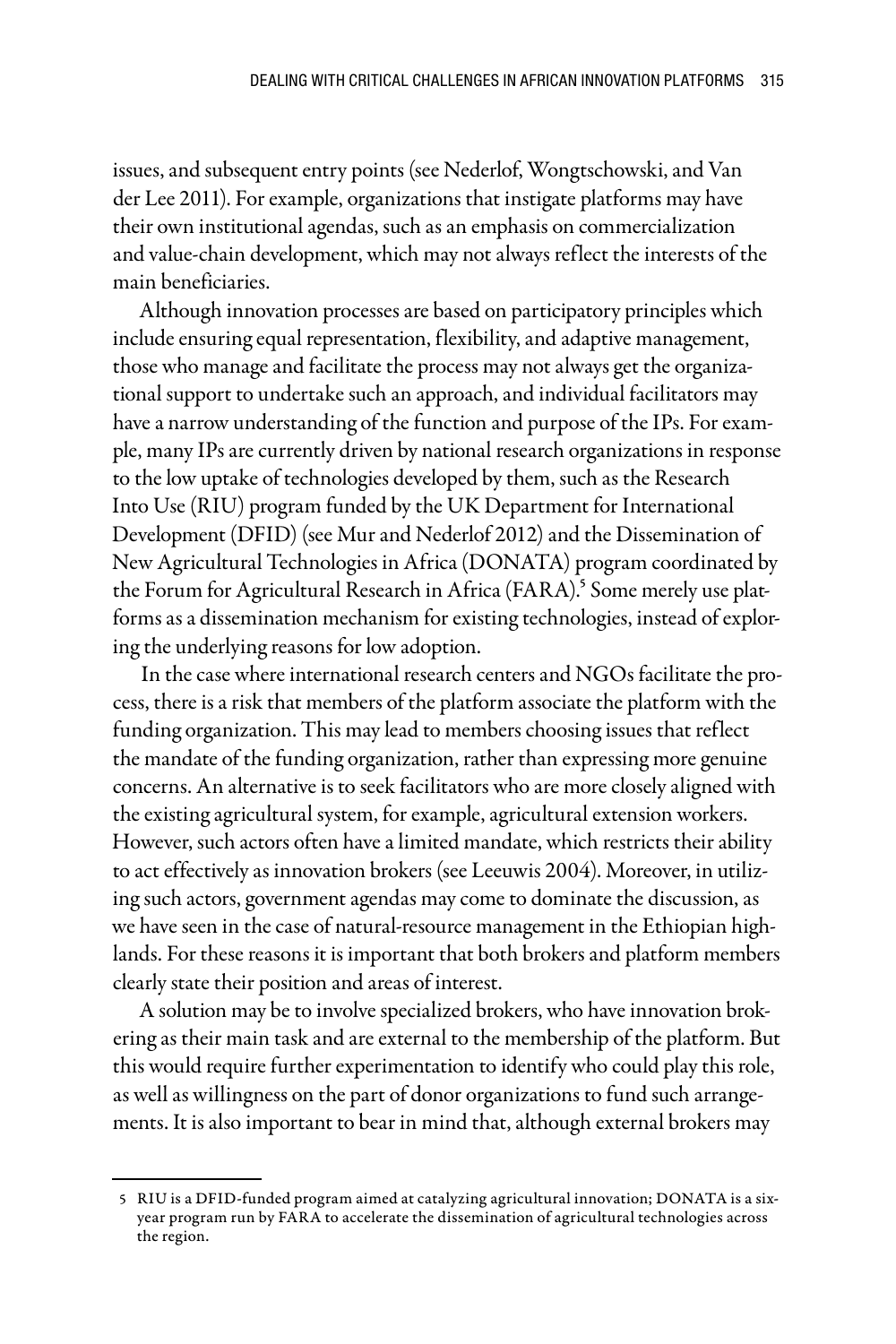issues, and subsequent entry points (see Nederlof, Wongtschowski, and Van der Lee 2011). For example, organizations that instigate platforms may have their own institutional agendas, such as an emphasis on commercialization and value-chain development, which may not always reflect the interests of the main beneficiaries.

Although innovation processes are based on participatory principles which include ensuring equal representation, flexibility, and adaptive management, those who manage and facilitate the process may not always get the organizational support to undertake such an approach, and individual facilitators may have a narrow understanding of the function and purpose of the IPs. For example, many IPs are currently driven by national research organizations in response to the low uptake of technologies developed by them, such as the Research Into Use (RIU) program funded by the UK Department for International Development (DFID) (see Mur and Nederlof 2012) and the Dissemination of New Agricultural Technologies in Africa (DONATA) program coordinated by the Forum for Agricultural Research in Africa (FARA).[5] Some merely use platforms as a dissemination mechanism for existing technologies, instead of exploring the underlying reasons for low adoption.

In the case where international research centers and NGOs facilitate the process, there is a risk that members of the platform associate the platform with the funding organization. This may lead to members choosing issues that reflect the mandate of the funding organization, rather than expressing more genuine concerns. An alternative is to seek facilitators who are more closely aligned with the existing agricultural system, for example, agricultural extension workers. However, such actors often have a limited mandate, which restricts their ability to act effectively as innovation brokers (see Leeuwis 2004). Moreover, in utilizing such actors, government agendas may come to dominate the discussion, as we have seen in the case of natural-resource management in the Ethiopian highlands. For these reasons it is important that both brokers and platform members clearly state their position and areas of interest.

A solution may be to involve specialized brokers, who have innovation brokering as their main task and are external to the membership of the platform. But this would require further experimentation to identify who could play this role, as well as willingness on the part of donor organizations to fund such arrangements. It is also important to bear in mind that, although external brokers may

5 RIU is a DFID-funded program aimed at catalyzing agricultural innovation; DONATA is a six-year program run by FARA to accelerate the dissemination of agricultural technologies across the region.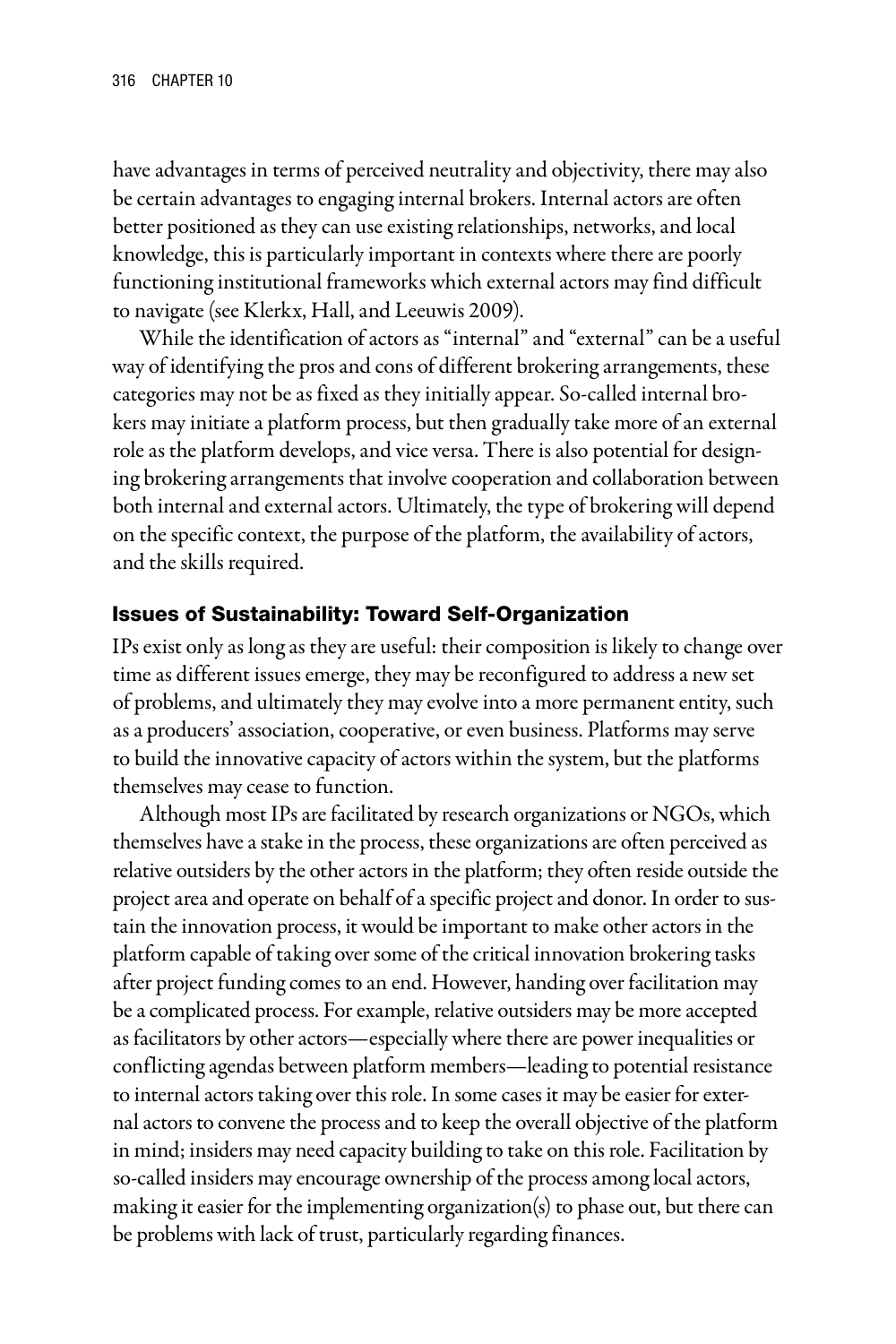have advantages in terms of perceived neutrality and objectivity, there may also be certain advantages to engaging internal brokers. Internal actors are often better positioned as they can use existing relationships, networks, and local knowledge, this is particularly important in contexts where there are poorly functioning institutional frameworks which external actors may find difficult to navigate (see Klerkx, Hall, and Leeuwis 2009).

While the identification of actors as "internal" and "external" can be a useful way of identifying the pros and cons of different brokering arrangements, these categories may not be as fixed as they initially appear. So-called internal brokers may initiate a platform process, but then gradually take more of an external role as the platform develops, and vice versa. There is also potential for designing brokering arrangements that involve cooperation and collaboration between both internal and external actors. Ultimately, the type of brokering will depend on the specific context, the purpose of the platform, the availability of actors, and the skills required.

## Issues of Sustainability: Toward Self-Organization

IPs exist only as long as they are useful: their composition is likely to change over time as different issues emerge, they may be reconfigured to address a new set of problems, and ultimately they may evolve into a more permanent entity, such as a producers' association, cooperative, or even business. Platforms may serve to build the innovative capacity of actors within the system, but the platforms themselves may cease to function.

Although most IPs are facilitated by research organizations or NGOs, which themselves have a stake in the process, these organizations are often perceived as relative outsiders by the other actors in the platform; they often reside outside the project area and operate on behalf of a specific project and donor. In order to sustain the innovation process, it would be important to make other actors in the platform capable of taking over some of the critical innovation brokering tasks after project funding comes to an end. However, handing over facilitation may be a complicated process. For example, relative outsiders may be more accepted as facilitators by other actors—especially where there are power inequalities or conflicting agendas between platform members—leading to potential resistance to internal actors taking over this role. In some cases it may be easier for external actors to convene the process and to keep the overall objective of the platform in mind; insiders may need capacity building to take on this role. Facilitation by so-called insiders may encourage ownership of the process among local actors, making it easier for the implementing organization(s) to phase out, but there can be problems with lack of trust, particularly regarding finances.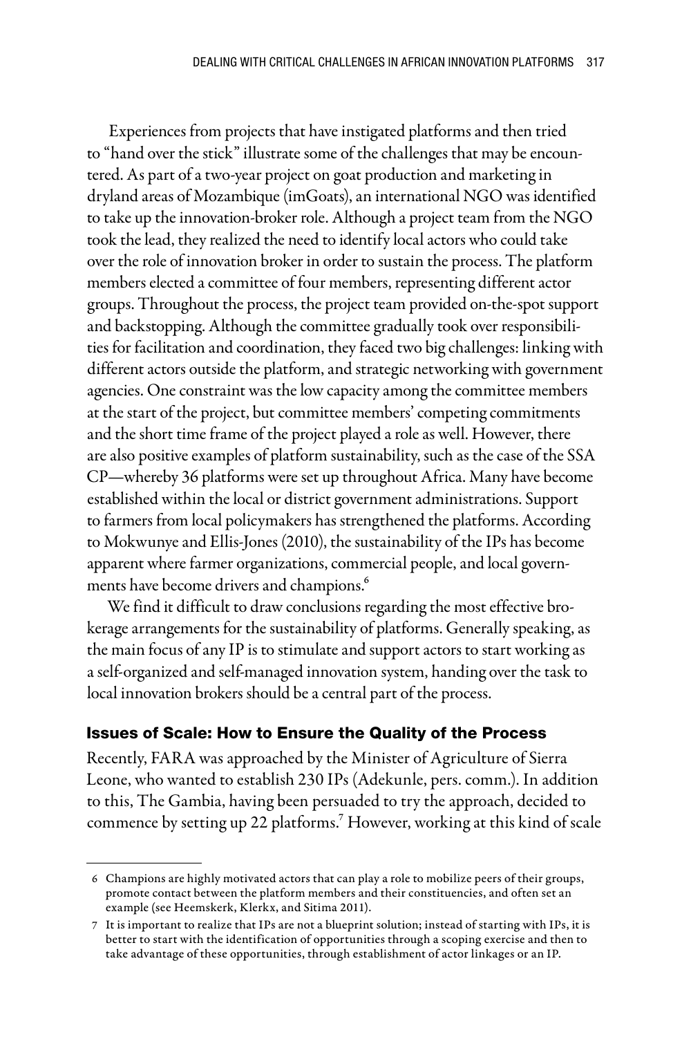Experiences from projects that have instigated platforms and then tried to "hand over the stick" illustrate some of the challenges that may be encountered. As part of a two-year project on goat production and marketing in dryland areas of Mozambique (imGoats), an international NGO was identified to take up the innovation-broker role. Although a project team from the NGO took the lead, they realized the need to identify local actors who could take over the role of innovation broker in order to sustain the process. The platform members elected a committee of four members, representing different actor groups. Throughout the process, the project team provided on-the-spot support and backstopping. Although the committee gradually took over responsibilities for facilitation and coordination, they faced two big challenges: linking with different actors outside the platform, and strategic networking with government agencies. One constraint was the low capacity among the committee members at the start of the project, but committee members' competing commitments and the short time frame of the project played a role as well. However, there are also positive examples of platform sustainability, such as the case of the SSA CP—whereby 36 platforms were set up throughout Africa. Many have become established within the local or district government administrations. Support to farmers from local policymakers has strengthened the platforms. According to Mokwunye and Ellis-Jones (2010), the sustainability of the IPs has become apparent where farmer organizations, commercial people, and local governments have become drivers and champions.[6]

We find it difficult to draw conclusions regarding the most effective brokerage arrangements for the sustainability of platforms. Generally speaking, as the main focus of any IP is to stimulate and support actors to start working as a self-organized and self-managed innovation system, handing over the task to local innovation brokers should be a central part of the process.

## Issues of Scale: How to Ensure the Quality of the Process

Recently, FARA was approached by the Minister of Agriculture of Sierra Leone, who wanted to establish 230 IPs (Adekunle, pers. comm.). In addition to this, The Gambia, having been persuaded to try the approach, decided to commence by setting up 22 platforms.[7] However, working at this kind of scale

---

6 Champions are highly motivated actors that can play a role to mobilize peers of their groups, promote contact between the platform members and their constituencies, and often set an example (see Heemskerk, Klerkx, and Sitima 2011).

7 It is important to realize that IPs are not a blueprint solution; instead of starting with IPs, it is better to start with the identification of opportunities through a scoping exercise and then to take advantage of these opportunities, through establishment of actor linkages or an IP.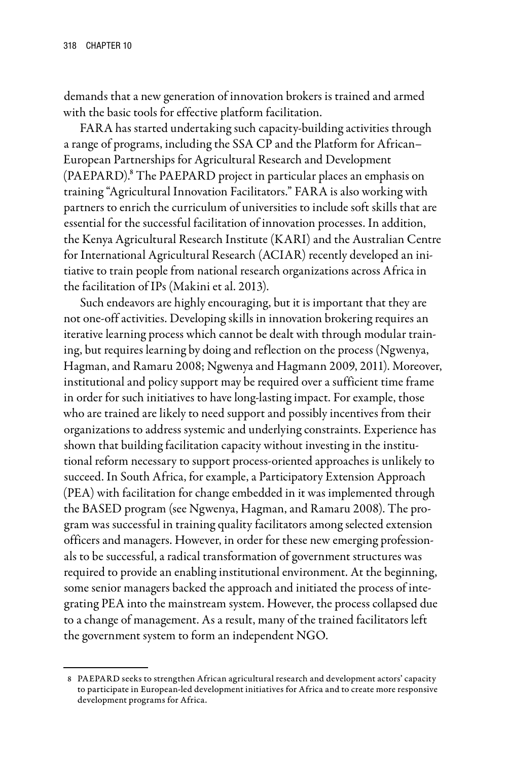demands that a new generation of innovation brokers is trained and armed with the basic tools for effective platform facilitation.

FARA has started undertaking such capacity-building activities through a range of programs, including the SSA CP and the Platform for African–European Partnerships for Agricultural Research and Development (PAEPARD).[8] The PAEPARD project in particular places an emphasis on training "Agricultural Innovation Facilitators." FARA is also working with partners to enrich the curriculum of universities to include soft skills that are essential for the successful facilitation of innovation processes. In addition, the Kenya Agricultural Research Institute (KARI) and the Australian Centre for International Agricultural Research (ACIAR) recently developed an initiative to train people from national research organizations across Africa in the facilitation of IPs (Makini et al. 2013).

Such endeavors are highly encouraging, but it is important that they are not one-off activities. Developing skills in innovation brokering requires an iterative learning process which cannot be dealt with through modular training, but requires learning by doing and reflection on the process (Ngwenya, Hagman, and Ramaru 2008; Ngwenya and Hagmann 2009, 2011). Moreover, institutional and policy support may be required over a sufficient time frame in order for such initiatives to have long-lasting impact. For example, those who are trained are likely to need support and possibly incentives from their organizations to address systemic and underlying constraints. Experience has shown that building facilitation capacity without investing in the institutional reform necessary to support process-oriented approaches is unlikely to succeed. In South Africa, for example, a Participatory Extension Approach (PEA) with facilitation for change embedded in it was implemented through the BASED program (see Ngwenya, Hagman, and Ramaru 2008). The program was successful in training quality facilitators among selected extension officers and managers. However, in order for these new emerging professionals to be successful, a radical transformation of government structures was required to provide an enabling institutional environment. At the beginning, some senior managers backed the approach and initiated the process of integrating PEA into the mainstream system. However, the process collapsed due to a change of management. As a result, many of the trained facilitators left the government system to form an independent NGO.

---

8 PAEPARD seeks to strengthen African agricultural research and development actors' capacity to participate in European-led development initiatives for Africa and to create more responsive development programs for Africa.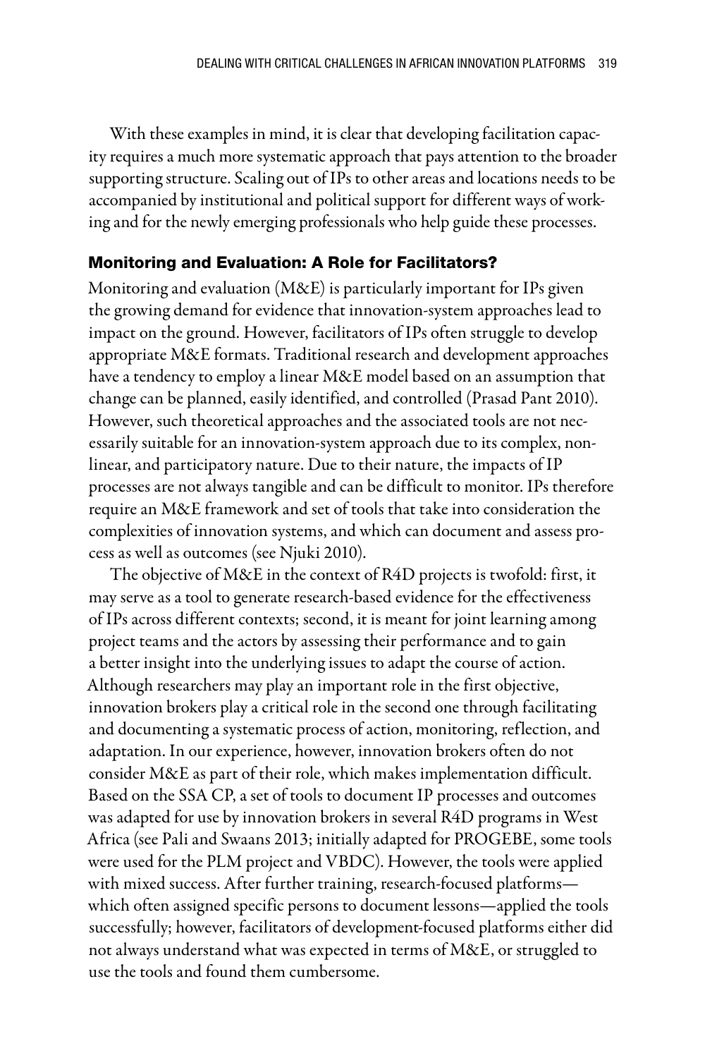With these examples in mind, it is clear that developing facilitation capacity requires a much more systematic approach that pays attention to the broader supporting structure. Scaling out of IPs to other areas and locations needs to be accompanied by institutional and political support for different ways of working and for the newly emerging professionals who help guide these processes.

### Monitoring and Evaluation: A Role for Facilitators?

Monitoring and evaluation (M&E) is particularly important for IPs given the growing demand for evidence that innovation-system approaches lead to impact on the ground. However, facilitators of IPs often struggle to develop appropriate M&E formats. Traditional research and development approaches have a tendency to employ a linear M&E model based on an assumption that change can be planned, easily identified, and controlled (Prasad Pant 2010). However, such theoretical approaches and the associated tools are not necessarily suitable for an innovation-system approach due to its complex, nonlinear, and participatory nature. Due to their nature, the impacts of IP processes are not always tangible and can be difficult to monitor. IPs therefore require an M&E framework and set of tools that take into consideration the complexities of innovation systems, and which can document and assess process as well as outcomes (see Njuki 2010).

The objective of M&E in the context of R4D projects is twofold: first, it may serve as a tool to generate research-based evidence for the effectiveness of IPs across different contexts; second, it is meant for joint learning among project teams and the actors by assessing their performance and to gain a better insight into the underlying issues to adapt the course of action. Although researchers may play an important role in the first objective, innovation brokers play a critical role in the second one through facilitating and documenting a systematic process of action, monitoring, reflection, and adaptation. In our experience, however, innovation brokers often do not consider M&E as part of their role, which makes implementation difficult. Based on the SSA CP, a set of tools to document IP processes and outcomes was adapted for use by innovation brokers in several R4D programs in West Africa (see Pali and Swaans 2013; initially adapted for PROGEBE, some tools were used for the PLM project and VBDC). However, the tools were applied with mixed success. After further training, research-focused platforms—which often assigned specific persons to document lessons—applied the tools successfully; however, facilitators of development-focused platforms either did not always understand what was expected in terms of M&E, or struggled to use the tools and found them cumbersome.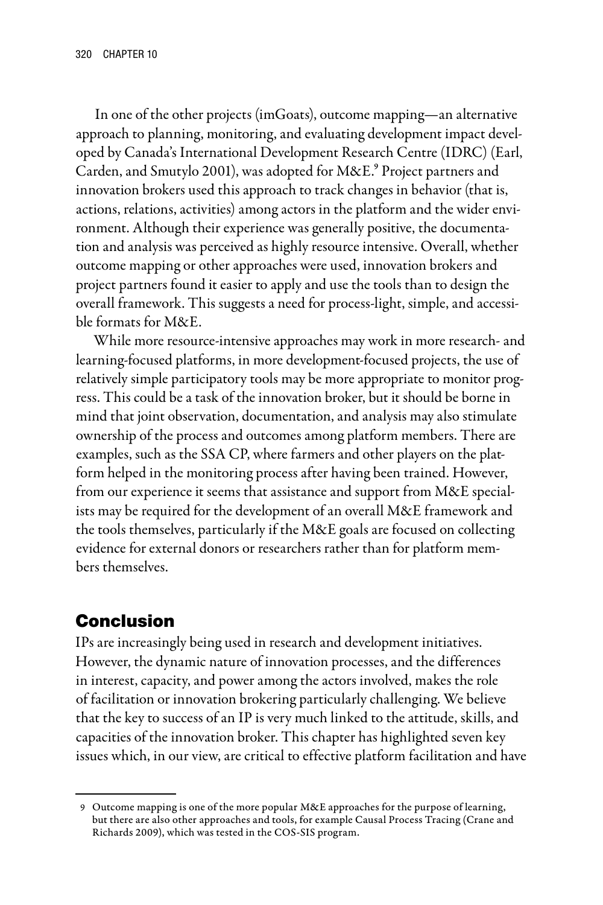In one of the other projects (imGoats), outcome mapping—an alternative approach to planning, monitoring, and evaluating development impact developed by Canada's International Development Research Centre (IDRC) (Earl, Carden, and Smutylo 2001), was adopted for M&E.[9] Project partners and innovation brokers used this approach to track changes in behavior (that is, actions, relations, activities) among actors in the platform and the wider environment. Although their experience was generally positive, the documentation and analysis was perceived as highly resource intensive. Overall, whether outcome mapping or other approaches were used, innovation brokers and project partners found it easier to apply and use the tools than to design the overall framework. This suggests a need for process-light, simple, and accessible formats for M&E.

While more resource-intensive approaches may work in more research- and learning-focused platforms, in more development-focused projects, the use of relatively simple participatory tools may be more appropriate to monitor progress. This could be a task of the innovation broker, but it should be borne in mind that joint observation, documentation, and analysis may also stimulate ownership of the process and outcomes among platform members. There are examples, such as the SSA CP, where farmers and other players on the platform helped in the monitoring process after having been trained. However, from our experience it seems that assistance and support from M&E specialists may be required for the development of an overall M&E framework and the tools themselves, particularly if the M&E goals are focused on collecting evidence for external donors or researchers rather than for platform members themselves.

## Conclusion

IPs are increasingly being used in research and development initiatives. However, the dynamic nature of innovation processes, and the differences in interest, capacity, and power among the actors involved, makes the role of facilitation or innovation brokering particularly challenging. We believe that the key to success of an IP is very much linked to the attitude, skills, and capacities of the innovation broker. This chapter has highlighted seven key issues which, in our view, are critical to effective platform facilitation and have

---

9 Outcome mapping is one of the more popular M&E approaches for the purpose of learning, but there are also other approaches and tools, for example Causal Process Tracing (Crane and Richards 2009), which was tested in the COS-SIS program.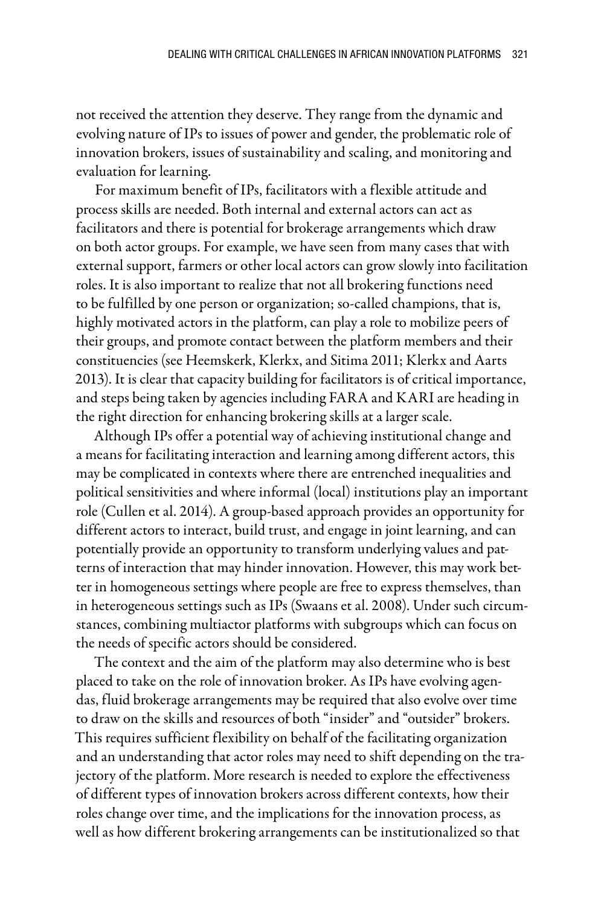not received the attention they deserve. They range from the dynamic and evolving nature of IPs to issues of power and gender, the problematic role of innovation brokers, issues of sustainability and scaling, and monitoring and evaluation for learning.

For maximum benefit of IPs, facilitators with a flexible attitude and process skills are needed. Both internal and external actors can act as facilitators and there is potential for brokerage arrangements which draw on both actor groups. For example, we have seen from many cases that with external support, farmers or other local actors can grow slowly into facilitation roles. It is also important to realize that not all brokering functions need to be fulfilled by one person or organization; so-called champions, that is, highly motivated actors in the platform, can play a role to mobilize peers of their groups, and promote contact between the platform members and their constituencies (see Heemskerk, Klerkx, and Sitima 2011; Klerkx and Aarts 2013). It is clear that capacity building for facilitators is of critical importance, and steps being taken by agencies including FARA and KARI are heading in the right direction for enhancing brokering skills at a larger scale.

Although IPs offer a potential way of achieving institutional change and a means for facilitating interaction and learning among different actors, this may be complicated in contexts where there are entrenched inequalities and political sensitivities and where informal (local) institutions play an important role (Cullen et al. 2014). A group-based approach provides an opportunity for different actors to interact, build trust, and engage in joint learning, and can potentially provide an opportunity to transform underlying values and patterns of interaction that may hinder innovation. However, this may work better in homogeneous settings where people are free to express themselves, than in heterogeneous settings such as IPs (Swaans et al. 2008). Under such circumstances, combining multiactor platforms with subgroups which can focus on the needs of specific actors should be considered.

The context and the aim of the platform may also determine who is best placed to take on the role of innovation broker. As IPs have evolving agendas, fluid brokerage arrangements may be required that also evolve over time to draw on the skills and resources of both "insider" and "outsider" brokers. This requires sufficient flexibility on behalf of the facilitating organization and an understanding that actor roles may need to shift depending on the trajectory of the platform. More research is needed to explore the effectiveness of different types of innovation brokers across different contexts, how their roles change over time, and the implications for the innovation process, as well as how different brokering arrangements can be institutionalized so that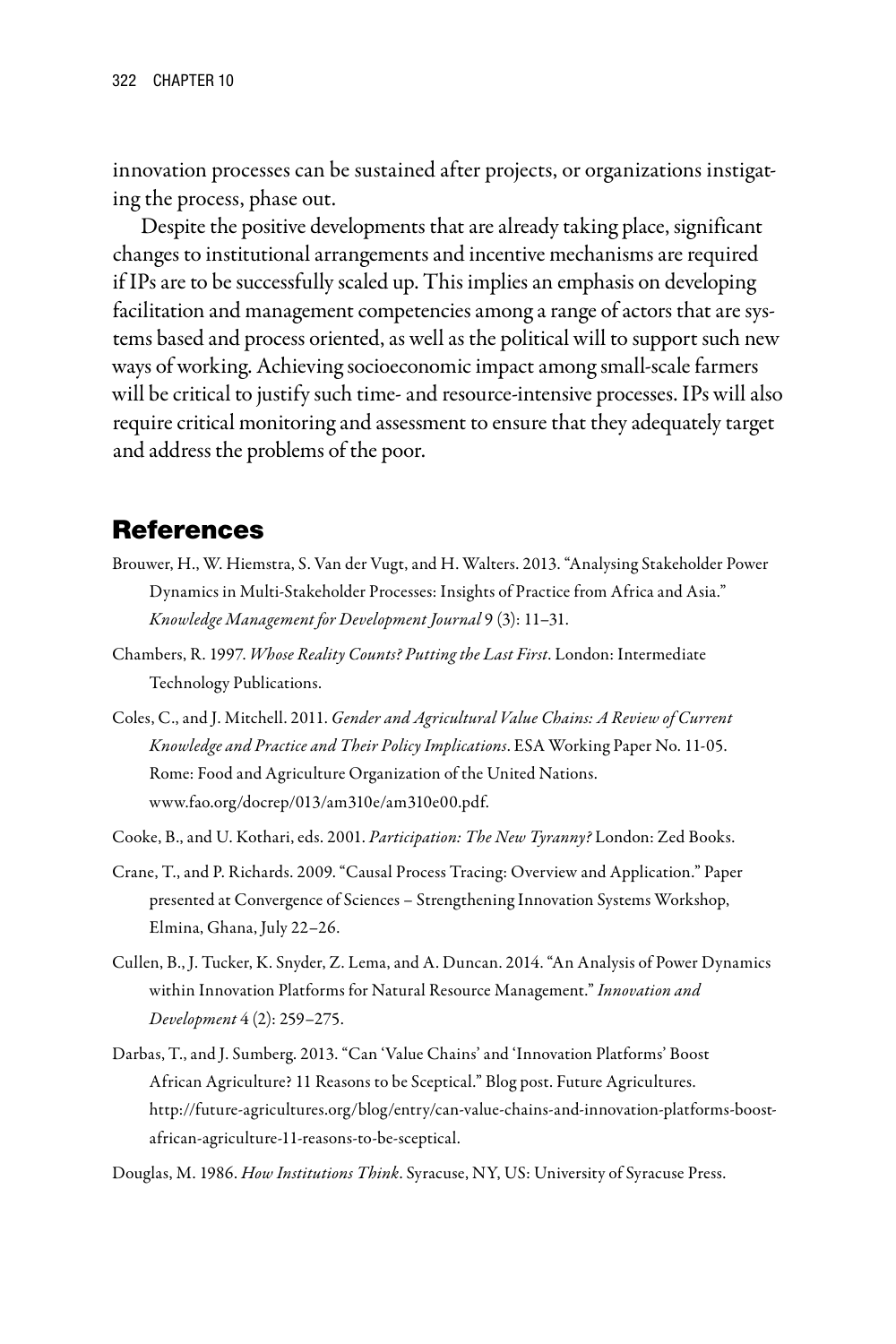innovation processes can be sustained after projects, or organizations instigating the process, phase out.

Despite the positive developments that are already taking place, significant changes to institutional arrangements and incentive mechanisms are required if IPs are to be successfully scaled up. This implies an emphasis on developing facilitation and management competencies among a range of actors that are systems based and process oriented, as well as the political will to support such new ways of working. Achieving socioeconomic impact among small-scale farmers will be critical to justify such time- and resource-intensive processes. IPs will also require critical monitoring and assessment to ensure that they adequately target and address the problems of the poor.

## References

Brouwer, H., W. Hiemstra, S. Van der Vugt, and H. Walters. 2013. "Analysing Stakeholder Power Dynamics in Multi-Stakeholder Processes: Insights of Practice from Africa and Asia." *Knowledge Management for Development Journal* 9 (3): 11–31.

Chambers, R. 1997. *Whose Reality Counts? Putting the Last First*. London: Intermediate Technology Publications.

Coles, C., and J. Mitchell. 2011. *Gender and Agricultural Value Chains: A Review of Current Knowledge and Practice and Their Policy Implications*. ESA Working Paper No. 11-05. Rome: Food and Agriculture Organization of the United Nations. www.fao.org/docrep/013/am310e/am310e00.pdf.

Cooke, B., and U. Kothari, eds. 2001. *Participation: The New Tyranny?* London: Zed Books.

Crane, T., and P. Richards. 2009. "Causal Process Tracing: Overview and Application." Paper presented at Convergence of Sciences – Strengthening Innovation Systems Workshop, Elmina, Ghana, July 22–26.

Cullen, B., J. Tucker, K. Snyder, Z. Lema, and A. Duncan. 2014. "An Analysis of Power Dynamics within Innovation Platforms for Natural Resource Management." *Innovation and Development* 4 (2): 259–275.

Darbas, T., and J. Sumberg. 2013. "Can 'Value Chains' and 'Innovation Platforms' Boost African Agriculture? 11 Reasons to be Sceptical." Blog post. Future Agricultures. http://future-agricultures.org/blog/entry/can-value-chains-and-innovation-platforms-boost-african-agriculture-11-reasons-to-be-sceptical.

Douglas, M. 1986. *How Institutions Think*. Syracuse, NY, US: University of Syracuse Press.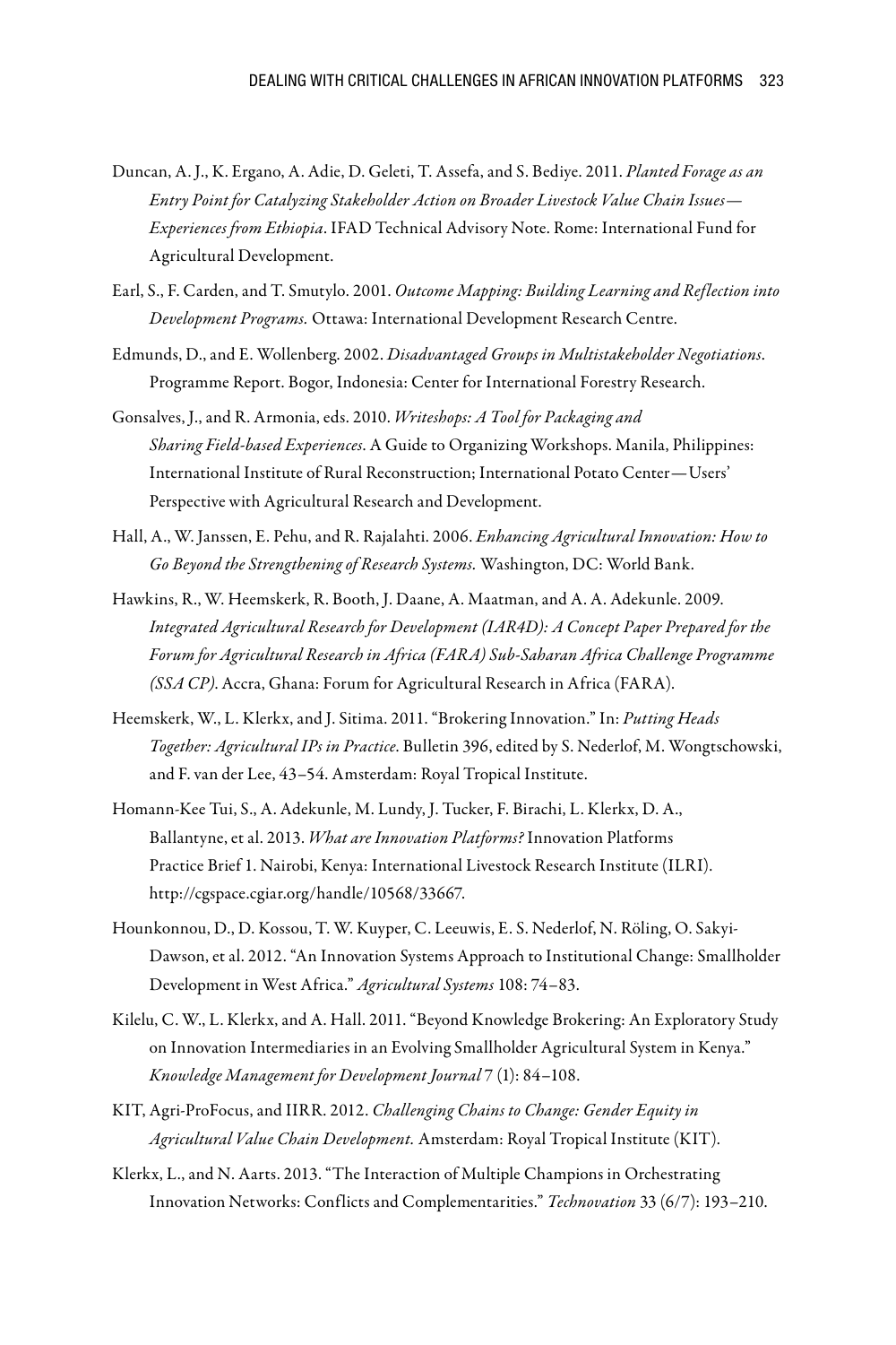Duncan, A. J., K. Ergano, A. Adie, D. Geleti, T. Assefa, and S. Bediye. 2011. *Planted Forage as an Entry Point for Catalyzing Stakeholder Action on Broader Livestock Value Chain Issues—Experiences from Ethiopia*. IFAD Technical Advisory Note. Rome: International Fund for Agricultural Development.

Earl, S., F. Carden, and T. Smutylo. 2001. *Outcome Mapping: Building Learning and Reflection into Development Programs.* Ottawa: International Development Research Centre.

Edmunds, D., and E. Wollenberg. 2002. *Disadvantaged Groups in Multistakeholder Negotiations*. Programme Report. Bogor, Indonesia: Center for International Forestry Research.

Gonsalves, J., and R. Armonia, eds. 2010. *Writeshops: A Tool for Packaging and Sharing Field-based Experiences*. A Guide to Organizing Workshops. Manila, Philippines: International Institute of Rural Reconstruction; International Potato Center—Users' Perspective with Agricultural Research and Development.

Hall, A., W. Janssen, E. Pehu, and R. Rajalahti. 2006. *Enhancing Agricultural Innovation: How to Go Beyond the Strengthening of Research Systems.* Washington, DC: World Bank.

Hawkins, R., W. Heemskerk, R. Booth, J. Daane, A. Maatman, and A. A. Adekunle. 2009. *Integrated Agricultural Research for Development (IAR4D): A Concept Paper Prepared for the Forum for Agricultural Research in Africa (FARA) Sub-Saharan Africa Challenge Programme (SSA CP).* Accra, Ghana: Forum for Agricultural Research in Africa (FARA).

Heemskerk, W., L. Klerkx, and J. Sitima. 2011. "Brokering Innovation." In: *Putting Heads Together: Agricultural IPs in Practice*. Bulletin 396, edited by S. Nederlof, M. Wongtschowski, and F. van der Lee, 43–54. Amsterdam: Royal Tropical Institute.

Homann-Kee Tui, S., A. Adekunle, M. Lundy, J. Tucker, F. Birachi, L. Klerkx, D. A., Ballantyne, et al. 2013. *What are Innovation Platforms?* Innovation Platforms Practice Brief 1. Nairobi, Kenya: International Livestock Research Institute (ILRI). http://cgspace.cgiar.org/handle/10568/33667.

Hounkonnou, D., D. Kossou, T. W. Kuyper, C. Leeuwis, E. S. Nederlof, N. Röling, O. Sakyi-Dawson, et al. 2012. "An Innovation Systems Approach to Institutional Change: Smallholder Development in West Africa." *Agricultural Systems* 108: 74–83.

Kilelu, C. W., L. Klerkx, and A. Hall. 2011. "Beyond Knowledge Brokering: An Exploratory Study on Innovation Intermediaries in an Evolving Smallholder Agricultural System in Kenya." *Knowledge Management for Development Journal* 7 (1): 84–108.

KIT, Agri-ProFocus, and IIRR. 2012. *Challenging Chains to Change: Gender Equity in Agricultural Value Chain Development.* Amsterdam: Royal Tropical Institute (KIT).

Klerkx, L., and N. Aarts. 2013. "The Interaction of Multiple Champions in Orchestrating Innovation Networks: Conflicts and Complementarities." *Technovation* 33 (6/7): 193–210.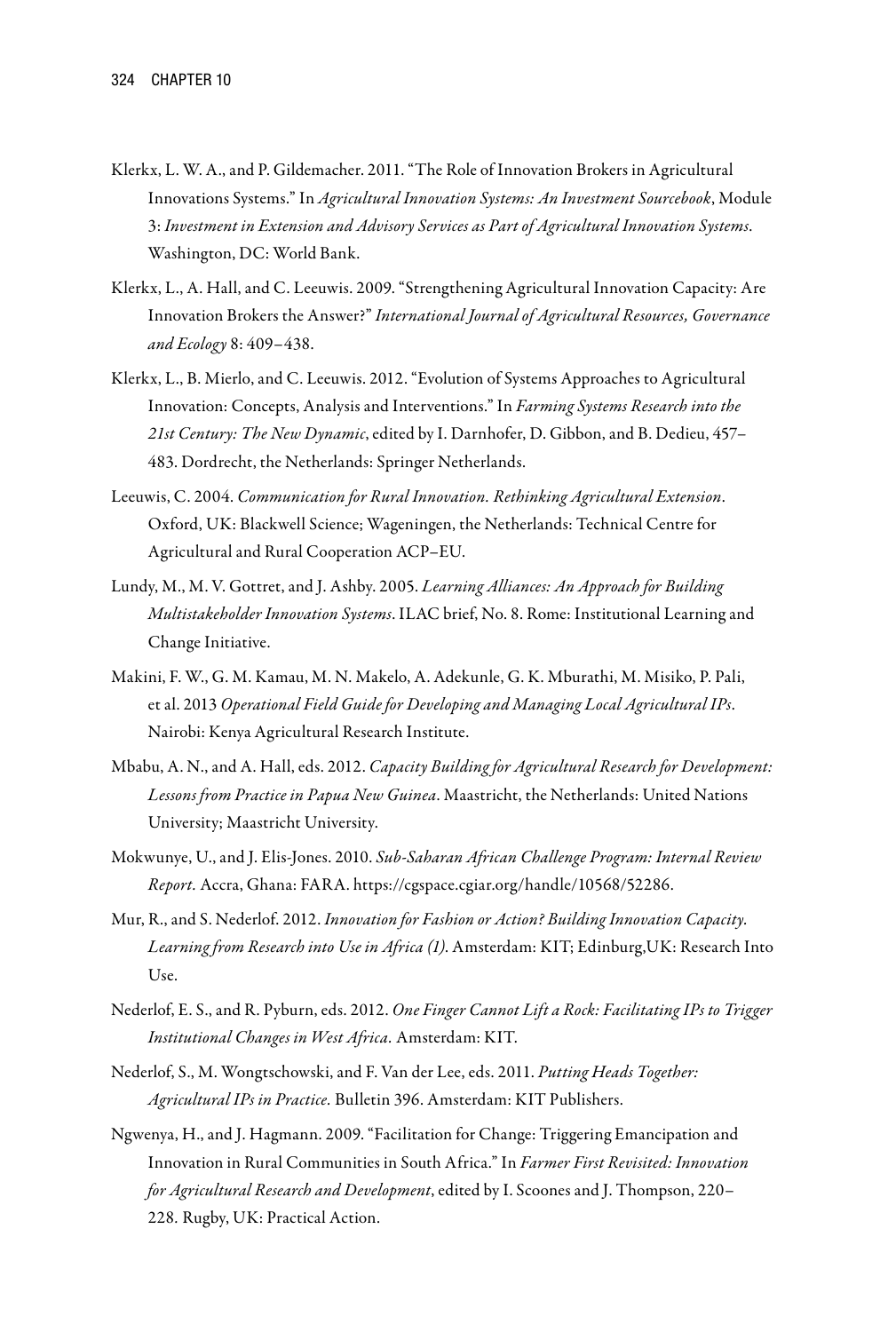Klerkx, L. W. A., and P. Gildemacher. 2011. "The Role of Innovation Brokers in Agricultural Innovations Systems." In *Agricultural Innovation Systems: An Investment Sourcebook*, Module 3: *Investment in Extension and Advisory Services as Part of Agricultural Innovation Systems*. Washington, DC: World Bank.

Klerkx, L., A. Hall, and C. Leeuwis. 2009. "Strengthening Agricultural Innovation Capacity: Are Innovation Brokers the Answer?" *International Journal of Agricultural Resources, Governance and Ecology* 8: 409–438.

Klerkx, L., B. Mierlo, and C. Leeuwis. 2012. "Evolution of Systems Approaches to Agricultural Innovation: Concepts, Analysis and Interventions." In *Farming Systems Research into the 21st Century: The New Dynamic*, edited by I. Darnhofer, D. Gibbon, and B. Dedieu, 457–483. Dordrecht, the Netherlands: Springer Netherlands.

Leeuwis, C. 2004. *Communication for Rural Innovation. Rethinking Agricultural Extension*. Oxford, UK: Blackwell Science; Wageningen, the Netherlands: Technical Centre for Agricultural and Rural Cooperation ACP–EU.

Lundy, M., M. V. Gottret, and J. Ashby. 2005. *Learning Alliances: An Approach for Building Multistakeholder Innovation Systems*. ILAC brief, No. 8. Rome: Institutional Learning and Change Initiative.

Makini, F. W., G. M. Kamau, M. N. Makelo, A. Adekunle, G. K. Mburathi, M. Misiko, P. Pali, et al. 2013 *Operational Field Guide for Developing and Managing Local Agricultural IPs*. Nairobi: Kenya Agricultural Research Institute.

Mbabu, A. N., and A. Hall, eds. 2012. *Capacity Building for Agricultural Research for Development: Lessons from Practice in Papua New Guinea*. Maastricht, the Netherlands: United Nations University; Maastricht University.

Mokwunye, U., and J. Elis-Jones. 2010. *Sub-Saharan African Challenge Program: Internal Review Report.* Accra, Ghana: FARA. https://cgspace.cgiar.org/handle/10568/52286.

Mur, R., and S. Nederlof. 2012. *Innovation for Fashion or Action? Building Innovation Capacity. Learning from Research into Use in Africa (1).* Amsterdam: KIT; Edinburg,UK: Research Into Use.

Nederlof, E. S., and R. Pyburn, eds. 2012. *One Finger Cannot Lift a Rock: Facilitating IPs to Trigger Institutional Changes in West Africa.* Amsterdam: KIT.

Nederlof, S., M. Wongtschowski, and F. Van der Lee, eds. 2011. *Putting Heads Together: Agricultural IPs in Practice.* Bulletin 396. Amsterdam: KIT Publishers.

Ngwenya, H., and J. Hagmann. 2009. "Facilitation for Change: Triggering Emancipation and Innovation in Rural Communities in South Africa." In *Farmer First Revisited: Innovation for Agricultural Research and Development*, edited by I. Scoones and J. Thompson, 220–228. Rugby, UK: Practical Action.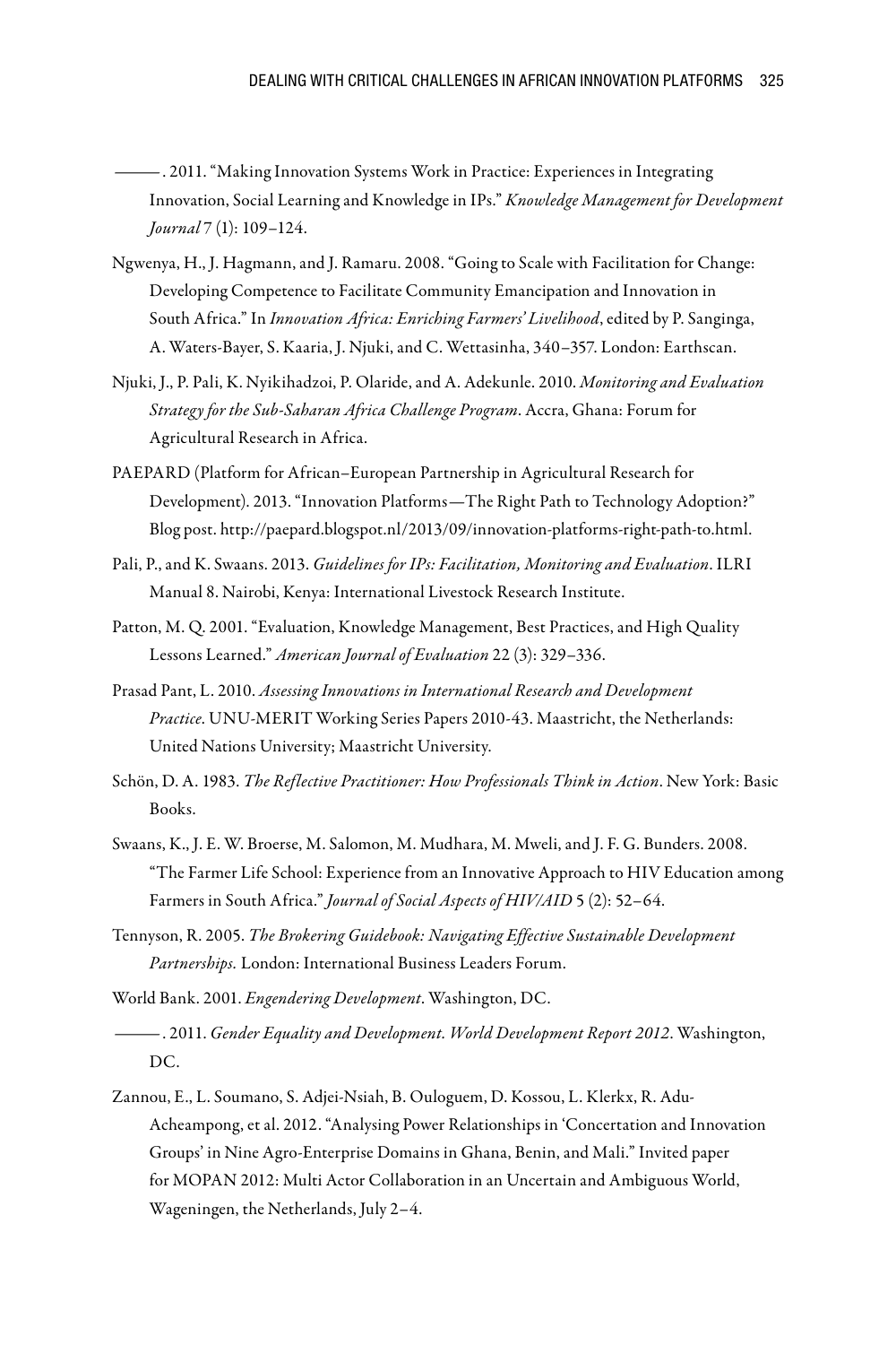———. 2011. "Making Innovation Systems Work in Practice: Experiences in Integrating Innovation, Social Learning and Knowledge in IPs." *Knowledge Management for Development Journal* 7 (1): 109–124.

Ngwenya, H., J. Hagmann, and J. Ramaru. 2008. "Going to Scale with Facilitation for Change: Developing Competence to Facilitate Community Emancipation and Innovation in South Africa." In *Innovation Africa: Enriching Farmers' Livelihood*, edited by P. Sanginga, A. Waters-Bayer, S. Kaaria, J. Njuki, and C. Wettasinha, 340–357. London: Earthscan.

Njuki, J., P. Pali, K. Nyikihadzoi, P. Olaride, and A. Adekunle. 2010. *Monitoring and Evaluation Strategy for the Sub-Saharan Africa Challenge Program*. Accra, Ghana: Forum for Agricultural Research in Africa.

PAEPARD (Platform for African–European Partnership in Agricultural Research for Development). 2013. "Innovation Platforms—The Right Path to Technology Adoption?" Blog post. http://paepard.blogspot.nl/2013/09/innovation-platforms-right-path-to.html.

Pali, P., and K. Swaans. 2013. *Guidelines for IPs: Facilitation, Monitoring and Evaluation*. ILRI Manual 8. Nairobi, Kenya: International Livestock Research Institute.

Patton, M. Q. 2001. "Evaluation, Knowledge Management, Best Practices, and High Quality Lessons Learned." *American Journal of Evaluation* 22 (3): 329–336.

Prasad Pant, L. 2010. *Assessing Innovations in International Research and Development Practice*. UNU-MERIT Working Series Papers 2010-43. Maastricht, the Netherlands: United Nations University; Maastricht University.

Schön, D. A. 1983. *The Reflective Practitioner: How Professionals Think in Action*. New York: Basic Books.

Swaans, K., J. E. W. Broerse, M. Salomon, M. Mudhara, M. Mweli, and J. F. G. Bunders. 2008. "The Farmer Life School: Experience from an Innovative Approach to HIV Education among Farmers in South Africa." *Journal of Social Aspects of HIV/AID* 5 (2): 52–64.

Tennyson, R. 2005. *The Brokering Guidebook: Navigating Effective Sustainable Development Partnerships.* London: International Business Leaders Forum.

World Bank. 2001. *Engendering Development*. Washington, DC.

———. 2011. *Gender Equality and Development. World Development Report 2012*. Washington, DC.

Zannou, E., L. Soumano, S. Adjei-Nsiah, B. Ouloguem, D. Kossou, L. Klerkx, R. Adu-Acheampong, et al. 2012. "Analysing Power Relationships in 'Concertation and Innovation Groups' in Nine Agro-Enterprise Domains in Ghana, Benin, and Mali." Invited paper for MOPAN 2012: Multi Actor Collaboration in an Uncertain and Ambiguous World, Wageningen, the Netherlands, July 2–4.